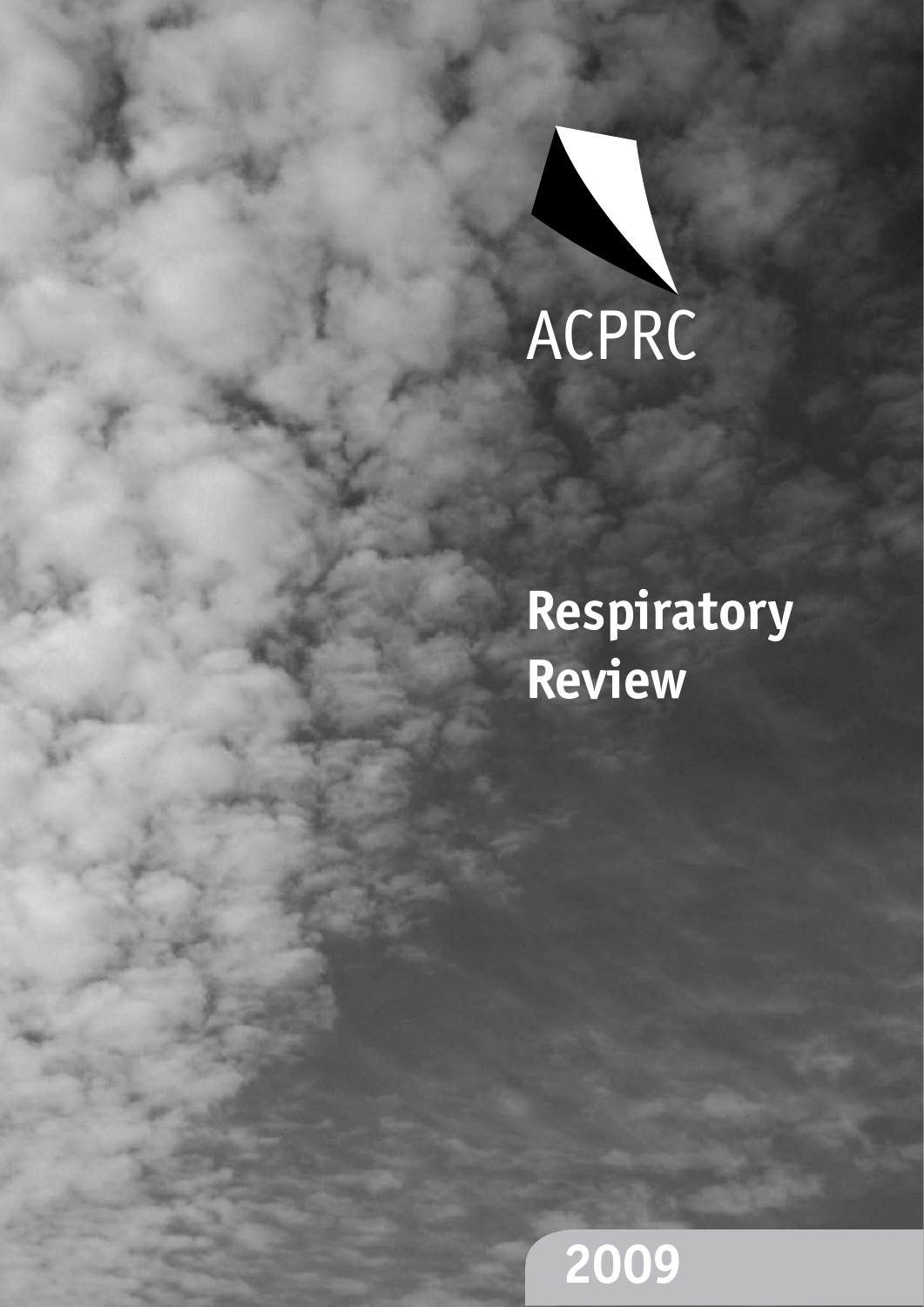ACPRC

# Respiratory Review

2009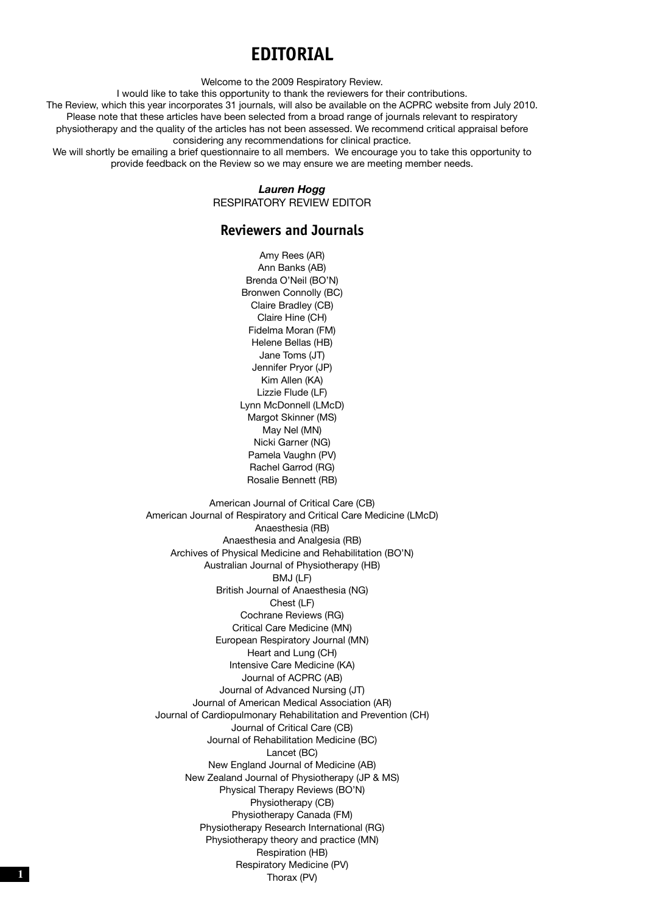# EDITORIAL

Welcome to the 2009 Respiratory Review.

I would like to take this opportunity to thank the reviewers for their contributions.

The Review, which this year incorporates 31 journals, will also be available on the ACPRC website from July 2010. Please note that these articles have been selected from a broad range of journals relevant to respiratory physiotherapy and the quality of the articles has not been assessed. We recommend critical appraisal before considering any recommendations for clinical practice.

We will shortly be emailing a brief questionnaire to all members. We encourage you to take this opportunity to provide feedback on the Review so we may ensure we are meeting member needs.

***Lauren Hogg***
RESPIRATORY REVIEW EDITOR

## Reviewers and Journals

Amy Rees (AR)
Ann Banks (AB)
Brenda O'Neil (BO'N)
Bronwen Connolly (BC)
Claire Bradley (CB)
Claire Hine (CH)
Fidelma Moran (FM)
Helene Bellas (HB)
Jane Toms (JT)
Jennifer Pryor (JP)
Kim Allen (KA)
Lizzie Flude (LF)
Lynn McDonnell (LMcD)
Margot Skinner (MS)
May Nel (MN)
Nicki Garner (NG)
Pamela Vaughn (PV)
Rachel Garrod (RG)
Rosalie Bennett (RB)

American Journal of Critical Care (CB)
American Journal of Respiratory and Critical Care Medicine (LMcD)
Anaesthesia (RB)
Anaesthesia and Analgesia (RB)
Archives of Physical Medicine and Rehabilitation (BO'N)
Australian Journal of Physiotherapy (HB)
BMJ (LF)
British Journal of Anaesthesia (NG)
Chest (LF)
Cochrane Reviews (RG)
Critical Care Medicine (MN)
European Respiratory Journal (MN)
Heart and Lung (CH)
Intensive Care Medicine (KA)
Journal of ACPRC (AB)
Journal of Advanced Nursing (JT)
Journal of American Medical Association (AR)
Journal of Cardiopulmonary Rehabilitation and Prevention (CH)
Journal of Critical Care (CB)
Journal of Rehabilitation Medicine (BC)
Lancet (BC)
New England Journal of Medicine (AB)
New Zealand Journal of Physiotherapy (JP & MS)
Physical Therapy Reviews (BO'N)
Physiotherapy (CB)
Physiotherapy Canada (FM)
Physiotherapy Research International (RG)
Physiotherapy theory and practice (MN)
Respiration (HB)
Respiratory Medicine (PV)
Thorax (PV)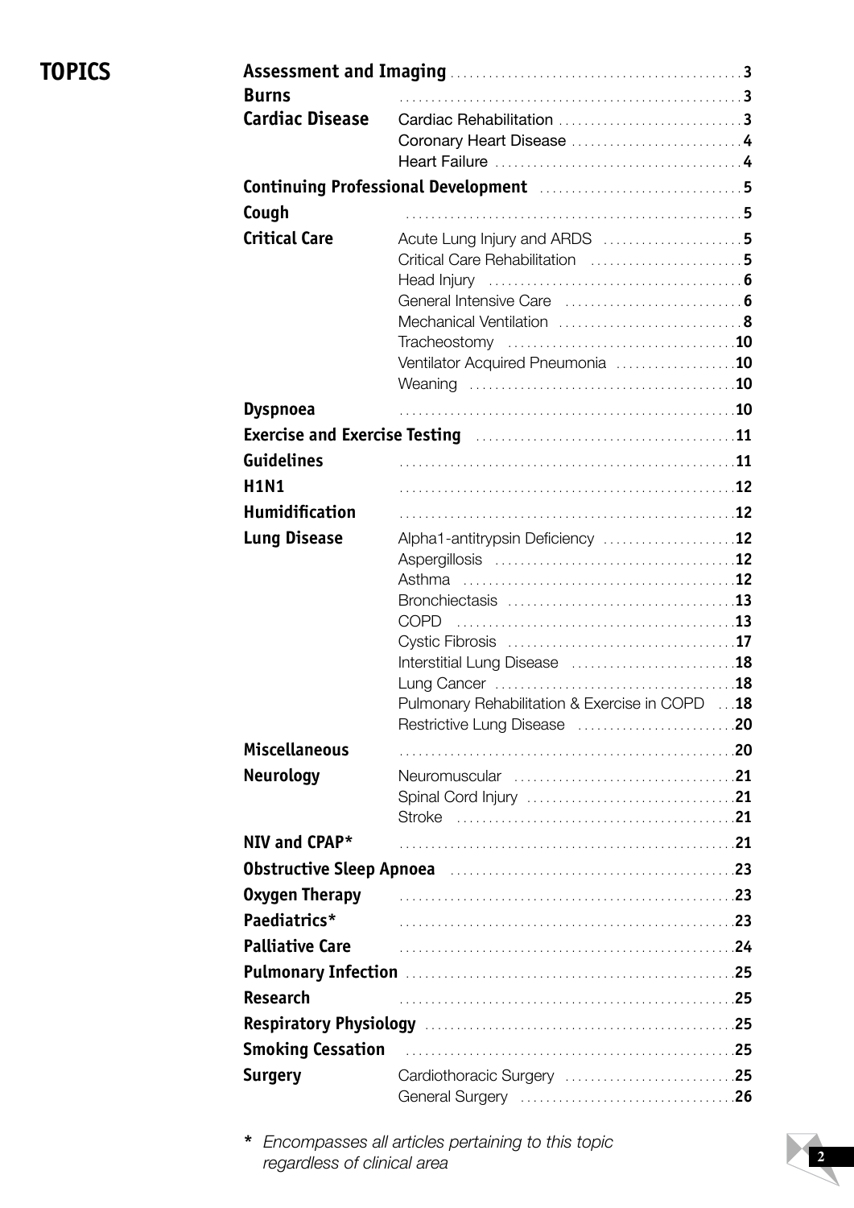# TOPICS

| Topic | Subtopic | Page |
|---|---|---|
| **Assessment and Imaging** | | **3** |
| **Burns** | | **3** |
| **Cardiac Disease** | Cardiac Rehabilitation | **3** |
| | Coronary Heart Disease | **4** |
| | Heart Failure | **4** |
| **Continuing Professional Development** | | **5** |
| **Cough** | | **5** |
| **Critical Care** | Acute Lung Injury and ARDS | **5** |
| | Critical Care Rehabilitation | **5** |
| | Head Injury | **6** |
| | General Intensive Care | **6** |
| | Mechanical Ventilation | **8** |
| | Tracheostomy | **10** |
| | Ventilator Acquired Pneumonia | **10** |
| | Weaning | **10** |
| **Dyspnoea** | | **10** |
| **Exercise and Exercise Testing** | | **11** |
| **Guidelines** | | **11** |
| **H1N1** | | **12** |
| **Humidification** | | **12** |
| **Lung Disease** | Alpha1-antitrypsin Deficiency | **12** |
| | Aspergillosis | **12** |
| | Asthma | **12** |
| | Bronchiectasis | **13** |
| | COPD | **13** |
| | Cystic Fibrosis | **17** |
| | Interstitial Lung Disease | **18** |
| | Lung Cancer | **18** |
| | Pulmonary Rehabilitation & Exercise in COPD | **18** |
| | Restrictive Lung Disease | **20** |
| **Miscellaneous** | | **20** |
| **Neurology** | Neuromuscular | **21** |
| | Spinal Cord Injury | **21** |
| | Stroke | **21** |
| **NIV and CPAP*** | | **21** |
| **Obstructive Sleep Apnoea** | | **23** |
| **Oxygen Therapy** | | **23** |
| **Paediatrics*** | | **23** |
| **Palliative Care** | | **24** |
| **Pulmonary Infection** | | **25** |
| **Research** | | **25** |
| **Respiratory Physiology** | | **25** |
| **Smoking Cessation** | | **25** |
| **Surgery** | Cardiothoracic Surgery | **25** |
| | General Surgery | **26** |

**\*** *Encompasses all articles pertaining to this topic regardless of clinical area*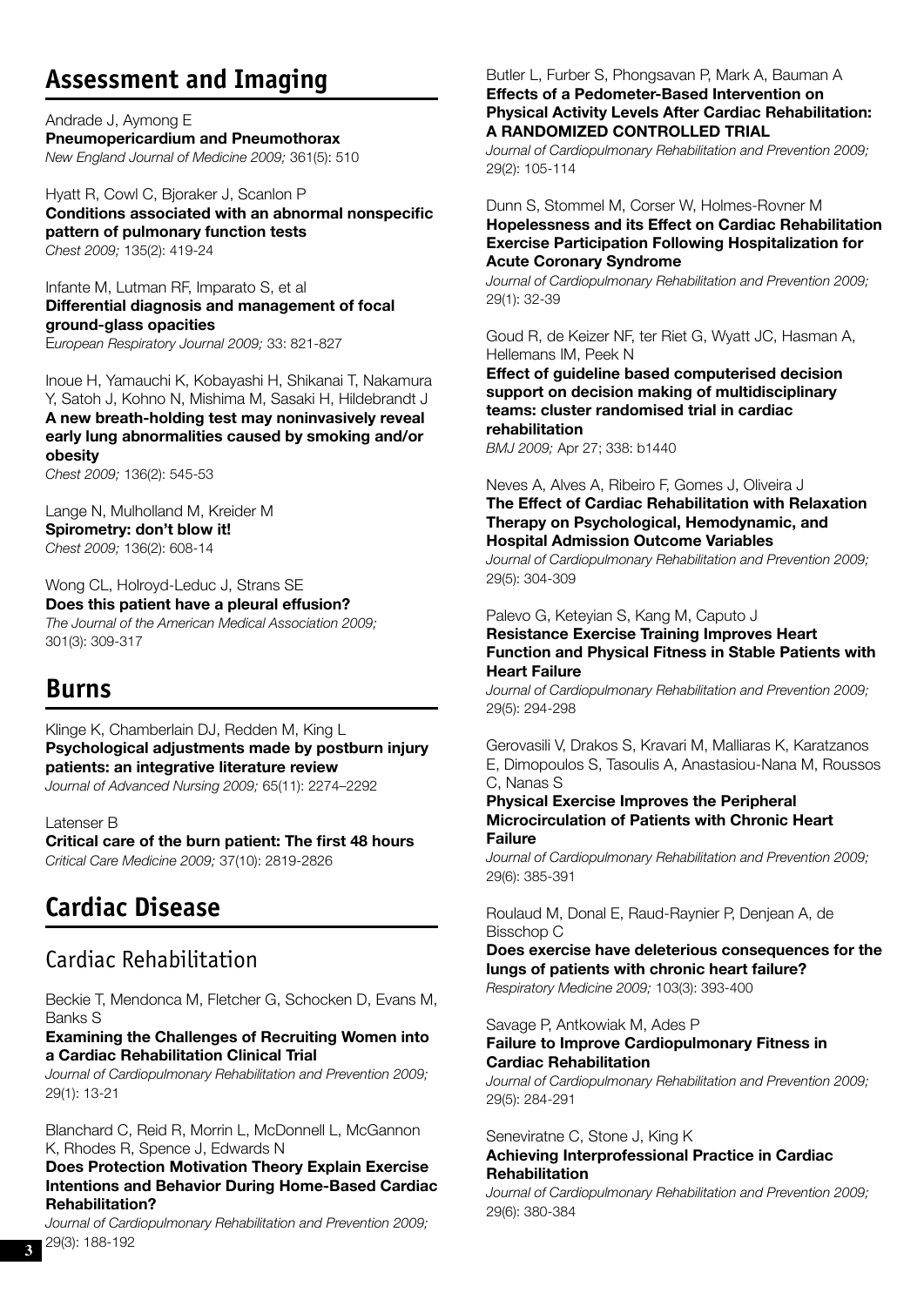## Assessment and Imaging

Andrade J, Aymong E
**Pneumopericardium and Pneumothorax**
*New England Journal of Medicine 2009;* 361(5): 510

Hyatt R, Cowl C, Bjoraker J, Scanlon P
**Conditions associated with an abnormal nonspecific pattern of pulmonary function tests**
*Chest 2009;* 135(2): 419-24

Infante M, Lutman RF, Imparato S, et al
**Differential diagnosis and management of focal ground-glass opacities**
*European Respiratory Journal 2009;* 33: 821-827

Inoue H, Yamauchi K, Kobayashi H, Shikanai T, Nakamura Y, Satoh J, Kohno N, Mishima M, Sasaki H, Hildebrandt J
**A new breath-holding test may noninvasively reveal early lung abnormalities caused by smoking and/or obesity**
*Chest 2009;* 136(2): 545-53

Lange N, Mulholland M, Kreider M
**Spirometry: don't blow it!**
*Chest 2009;* 136(2): 608-14

Wong CL, Holroyd-Leduc J, Strans SE
**Does this patient have a pleural effusion?**
*The Journal of the American Medical Association 2009;* 301(3): 309-317

## Burns

Klinge K, Chamberlain DJ, Redden M, King L
**Psychological adjustments made by postburn injury patients: an integrative literature review**
*Journal of Advanced Nursing 2009;* 65(11): 2274–2292

Latenser B
**Critical care of the burn patient: The first 48 hours**
*Critical Care Medicine 2009;* 37(10): 2819-2826

## Cardiac Disease

### Cardiac Rehabilitation

Beckie T, Mendonca M, Fletcher G, Schocken D, Evans M, Banks S
**Examining the Challenges of Recruiting Women into a Cardiac Rehabilitation Clinical Trial**
*Journal of Cardiopulmonary Rehabilitation and Prevention 2009;* 29(1): 13-21

Blanchard C, Reid R, Morrin L, McDonnell L, McGannon K, Rhodes R, Spence J, Edwards N
**Does Protection Motivation Theory Explain Exercise Intentions and Behavior During Home-Based Cardiac Rehabilitation?**
*Journal of Cardiopulmonary Rehabilitation and Prevention 2009;* 29(3): 188-192

Butler L, Furber S, Phongsavan P, Mark A, Bauman A
**Effects of a Pedometer-Based Intervention on Physical Activity Levels After Cardiac Rehabilitation: A RANDOMIZED CONTROLLED TRIAL**
*Journal of Cardiopulmonary Rehabilitation and Prevention 2009;* 29(2): 105-114

Dunn S, Stommel M, Corser W, Holmes-Rovner M
**Hopelessness and its Effect on Cardiac Rehabilitation Exercise Participation Following Hospitalization for Acute Coronary Syndrome**
*Journal of Cardiopulmonary Rehabilitation and Prevention 2009;* 29(1): 32-39

Goud R, de Keizer NF, ter Riet G, Wyatt JC, Hasman A, Hellemans IM, Peek N
**Effect of guideline based computerised decision support on decision making of multidisciplinary teams: cluster randomised trial in cardiac rehabilitation**
*BMJ 2009;* Apr 27; 338: b1440

Neves A, Alves A, Ribeiro F, Gomes J, Oliveira J
**The Effect of Cardiac Rehabilitation with Relaxation Therapy on Psychological, Hemodynamic, and Hospital Admission Outcome Variables**
*Journal of Cardiopulmonary Rehabilitation and Prevention 2009;* 29(5): 304-309

Palevo G, Keteyian S, Kang M, Caputo J
**Resistance Exercise Training Improves Heart Function and Physical Fitness in Stable Patients with Heart Failure**
*Journal of Cardiopulmonary Rehabilitation and Prevention 2009;* 29(5): 294-298

Gerovasili V, Drakos S, Kravari M, Malliaras K, Karatzanos E, Dimopoulos S, Tasoulis A, Anastasiou-Nana M, Roussos C, Nanas S
**Physical Exercise Improves the Peripheral Microcirculation of Patients with Chronic Heart Failure**
*Journal of Cardiopulmonary Rehabilitation and Prevention 2009;* 29(6): 385-391

Roulaud M, Donal E, Raud-Raynier P, Denjean A, de Bisschop C
**Does exercise have deleterious consequences for the lungs of patients with chronic heart failure?**
*Respiratory Medicine 2009;* 103(3): 393-400

Savage P, Antkowiak M, Ades P
**Failure to Improve Cardiopulmonary Fitness in Cardiac Rehabilitation**
*Journal of Cardiopulmonary Rehabilitation and Prevention 2009;* 29(5): 284-291

Seneviratne C, Stone J, King K
**Achieving Interprofessional Practice in Cardiac Rehabilitation**
*Journal of Cardiopulmonary Rehabilitation and Prevention 2009;* 29(6): 380-384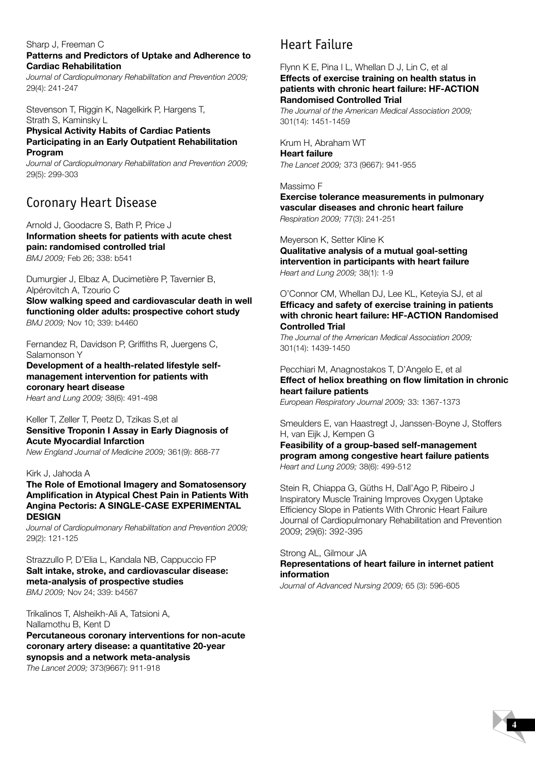Sharp J, Freeman C
**Patterns and Predictors of Uptake and Adherence to Cardiac Rehabilitation**
*Journal of Cardiopulmonary Rehabilitation and Prevention 2009;* 29(4): 241-247

Stevenson T, Riggin K, Nagelkirk P, Hargens T, Strath S, Kaminsky L
**Physical Activity Habits of Cardiac Patients Participating in an Early Outpatient Rehabilitation Program**
*Journal of Cardiopulmonary Rehabilitation and Prevention 2009;* 29(5): 299-303

## Coronary Heart Disease

Arnold J, Goodacre S, Bath P, Price J
**Information sheets for patients with acute chest pain: randomised controlled trial**
*BMJ 2009;* Feb 26; 338: b541

Dumurgier J, Elbaz A, Ducimetière P, Tavernier B, Alpérovitch A, Tzourio C
**Slow walking speed and cardiovascular death in well functioning older adults: prospective cohort study**
*BMJ 2009;* Nov 10; 339: b4460

Fernandez R, Davidson P, Griffiths R, Juergens C, Salamonson Y
**Development of a health-related lifestyle self-management intervention for patients with coronary heart disease**
*Heart and Lung 2009;* 38(6): 491-498

Keller T, Zeller T, Peetz D, Tzikas S,et al
**Sensitive Troponin I Assay in Early Diagnosis of Acute Myocardial Infarction**
*New England Journal of Medicine 2009;* 361(9): 868-77

Kirk J, Jahoda A
**The Role of Emotional Imagery and Somatosensory Amplification in Atypical Chest Pain in Patients With Angina Pectoris: A SINGLE-CASE EXPERIMENTAL DESIGN**
*Journal of Cardiopulmonary Rehabilitation and Prevention 2009;* 29(2): 121-125

Strazzullo P, D'Elia L, Kandala NB, Cappuccio FP
**Salt intake, stroke, and cardiovascular disease: meta-analysis of prospective studies**
*BMJ 2009;* Nov 24; 339: b4567

Trikalinos T, Alsheikh-Ali A, Tatsioni A, Nallamothu B, Kent D
**Percutaneous coronary interventions for non-acute coronary artery disease: a quantitative 20-year synopsis and a network meta-analysis**
*The Lancet 2009;* 373(9667): 911-918

## Heart Failure

Flynn K E, Pina I L, Whellan D J, Lin C, et al
**Effects of exercise training on health status in patients with chronic heart failure: HF-ACTION Randomised Controlled Trial**
*The Journal of the American Medical Association 2009;* 301(14): 1451-1459

Krum H, Abraham WT
**Heart failure**
*The Lancet 2009;* 373 (9667): 941-955

Massimo F
**Exercise tolerance measurements in pulmonary vascular diseases and chronic heart failure**
*Respiration 2009;* 77(3): 241-251

Meyerson K, Setter Kline K
**Qualitative analysis of a mutual goal-setting intervention in participants with heart failure**
*Heart and Lung 2009;* 38(1): 1-9

O'Connor CM, Whellan DJ, Lee KL, Keteyia SJ, et al
**Efficacy and safety of exercise training in patients with chronic heart failure: HF-ACTION Randomised Controlled Trial**
*The Journal of the American Medical Association 2009;* 301(14): 1439-1450

Pecchiari M, Anagnostakos T, D'Angelo E, et al
**Effect of heliox breathing on flow limitation in chronic heart failure patients**
*European Respiratory Journal 2009;* 33: 1367-1373

Smeulders E, van Haastregt J, Janssen-Boyne J, Stoffers H, van Eijk J, Kempen G
**Feasibility of a group-based self-management program among congestive heart failure patients**
*Heart and Lung 2009;* 38(6): 499-512

Stein R, Chiappa G, Güths H, Dall'Ago P, Ribeiro J
Inspiratory Muscle Training Improves Oxygen Uptake Efficiency Slope in Patients With Chronic Heart Failure
Journal of Cardiopulmonary Rehabilitation and Prevention 2009; 29(6): 392-395

Strong AL, Gilmour JA
**Representations of heart failure in internet patient information**
*Journal of Advanced Nursing 2009;* 65 (3): 596-605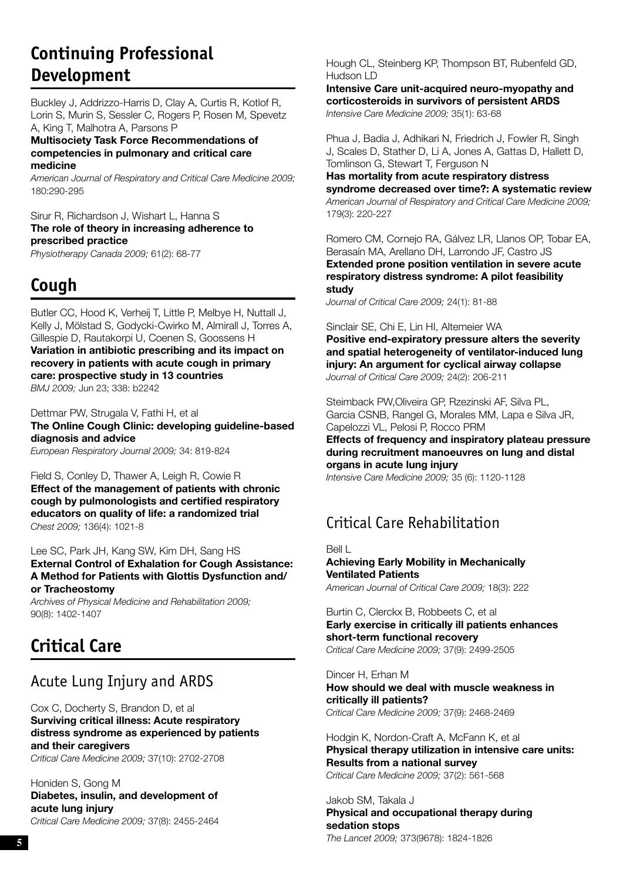## Continuing Professional Development

Buckley J, Addrizzo-Harris D, Clay A, Curtis R, Kotlof R, Lorin S, Murin S, Sessler C, Rogers P, Rosen M, Spevetz A, King T, Malhotra A, Parsons P
**Multisociety Task Force Recommendations of competencies in pulmonary and critical care medicine**
*American Journal of Respiratory and Critical Care Medicine 2009;* 180:290-295

Sirur R, Richardson J, Wishart L, Hanna S
**The role of theory in increasing adherence to prescribed practice**
*Physiotherapy Canada 2009;* 61(2): 68-77

## Cough

Butler CC, Hood K, Verheij T, Little P, Melbye H, Nuttall J, Kelly J, Mölstad S, Godycki-Cwirko M, Almirall J, Torres A, Gillespie D, Rautakorpi U, Coenen S, Goossens H
**Variation in antibiotic prescribing and its impact on recovery in patients with acute cough in primary care: prospective study in 13 countries**
*BMJ 2009;* Jun 23; 338: b2242

Dettmar PW, Strugala V, Fathi H, et al
**The Online Cough Clinic: developing guideline-based diagnosis and advice**
*European Respiratory Journal 2009;* 34: 819-824

Field S, Conley D, Thawer A, Leigh R, Cowie R
**Effect of the management of patients with chronic cough by pulmonologists and certified respiratory educators on quality of life: a randomized trial**
*Chest 2009;* 136(4): 1021-8

Lee SC, Park JH, Kang SW, Kim DH, Sang HS
**External Control of Exhalation for Cough Assistance: A Method for Patients with Glottis Dysfunction and/or Tracheostomy**
*Archives of Physical Medicine and Rehabilitation 2009;* 90(8): 1402-1407

## Critical Care

### Acute Lung Injury and ARDS

Cox C, Docherty S, Brandon D, et al
**Surviving critical illness: Acute respiratory distress syndrome as experienced by patients and their caregivers**
*Critical Care Medicine 2009;* 37(10): 2702-2708

Honiden S, Gong M
**Diabetes, insulin, and development of acute lung injury**
*Critical Care Medicine 2009;* 37(8): 2455-2464

Hough CL, Steinberg KP, Thompson BT, Rubenfeld GD, Hudson LD
**Intensive Care unit-acquired neuro-myopathy and corticosteroids in survivors of persistent ARDS**
*Intensive Care Medicine 2009;* 35(1): 63-68

Phua J, Badia J, Adhikari N, Friedrich J, Fowler R, Singh J, Scales D, Stather D, Li A, Jones A, Gattas D, Hallett D, Tomlinson G, Stewart T, Ferguson N
**Has mortality from acute respiratory distress syndrome decreased over time?: A systematic review**
*American Journal of Respiratory and Critical Care Medicine 2009;* 179(3): 220-227

Romero CM, Cornejo RA, Gálvez LR, Llanos OP, Tobar EA, Berasaín MA, Arellano DH, Larrondo JF, Castro JS
**Extended prone position ventilation in severe acute respiratory distress syndrome: A pilot feasibility study**
*Journal of Critical Care 2009;* 24(1): 81-88

Sinclair SE, Chi E, Lin HI, Altemeier WA
**Positive end-expiratory pressure alters the severity and spatial heterogeneity of ventilator-induced lung injury: An argument for cyclical airway collapse**
*Journal of Critical Care 2009;* 24(2): 206-211

Steimback PW,Oliveira GP, Rzezinski AF, Silva PL, Garcia CSNB, Rangel G, Morales MM, Lapa e Silva JR, Capelozzi VL, Pelosi P, Rocco PRM
**Effects of frequency and inspiratory plateau pressure during recruitment manoeuvres on lung and distal organs in acute lung injury**
*Intensive Care Medicine 2009;* 35 (6): 1120-1128

### Critical Care Rehabilitation

Bell L
**Achieving Early Mobility in Mechanically Ventilated Patients**
*American Journal of Critical Care 2009;* 18(3): 222

Burtin C, Clerckx B, Robbeets C, et al
**Early exercise in critically ill patients enhances short-term functional recovery**
*Critical Care Medicine 2009;* 37(9): 2499-2505

Dincer H, Erhan M
**How should we deal with muscle weakness in critically ill patients?**
*Critical Care Medicine 2009;* 37(9): 2468-2469

Hodgin K, Nordon-Craft A, McFann K, et al
**Physical therapy utilization in intensive care units: Results from a national survey**
*Critical Care Medicine 2009;* 37(2): 561-568

Jakob SM, Takala J
**Physical and occupational therapy during sedation stops**
*The Lancet 2009;* 373(9678): 1824-1826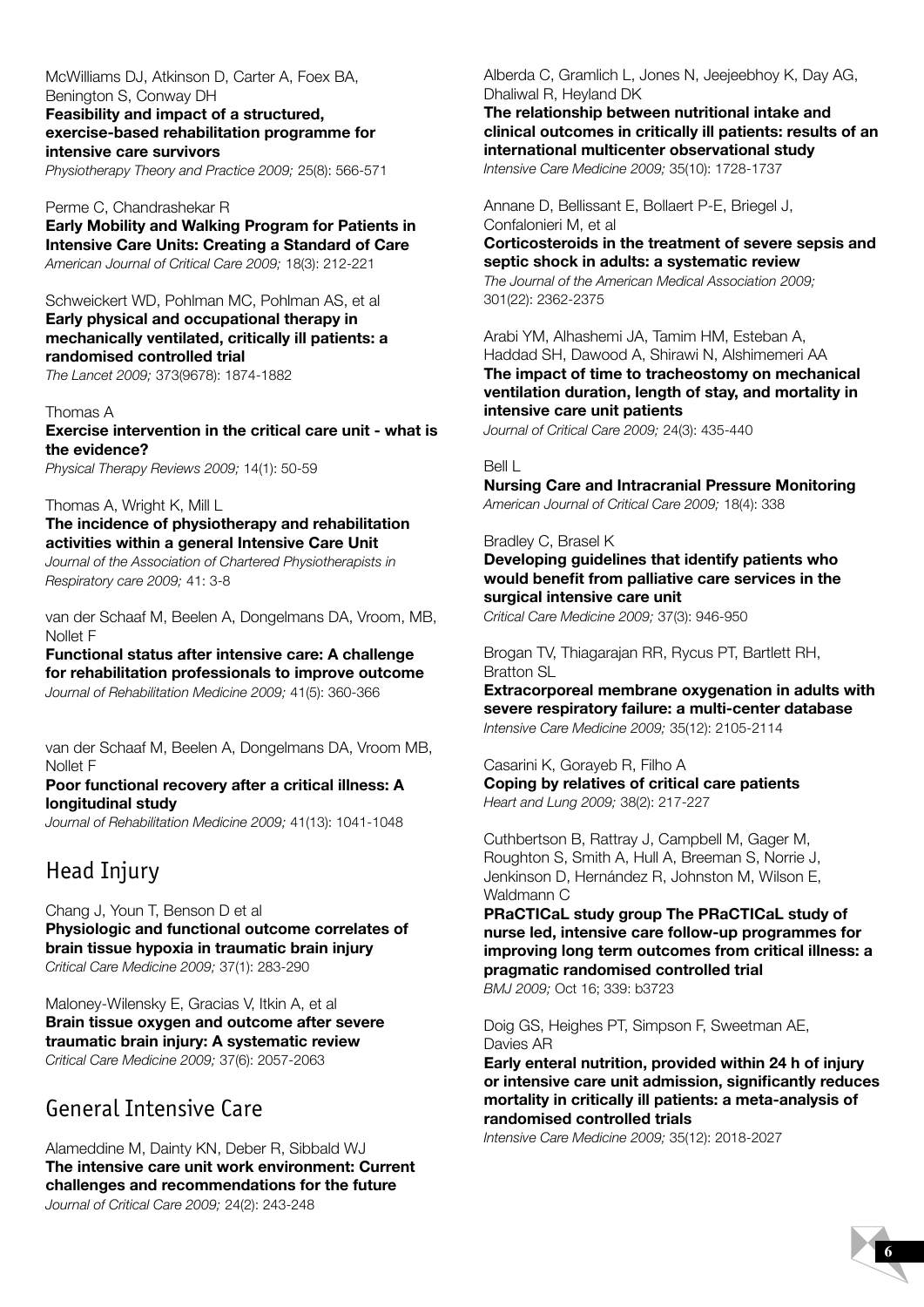McWilliams DJ, Atkinson D, Carter A, Foex BA, Benington S, Conway DH
**Feasibility and impact of a structured, exercise-based rehabilitation programme for intensive care survivors**
*Physiotherapy Theory and Practice 2009;* 25(8): 566-571

Perme C, Chandrashekar R
**Early Mobility and Walking Program for Patients in Intensive Care Units: Creating a Standard of Care**
*American Journal of Critical Care 2009;* 18(3): 212-221

Schweickert WD, Pohlman MC, Pohlman AS, et al
**Early physical and occupational therapy in mechanically ventilated, critically ill patients: a randomised controlled trial**
*The Lancet 2009;* 373(9678): 1874-1882

Thomas A
**Exercise intervention in the critical care unit - what is the evidence?**
*Physical Therapy Reviews 2009;* 14(1): 50-59

Thomas A, Wright K, Mill L
**The incidence of physiotherapy and rehabilitation activities within a general Intensive Care Unit**
*Journal of the Association of Chartered Physiotherapists in Respiratory care 2009;* 41: 3-8

van der Schaaf M, Beelen A, Dongelmans DA, Vroom, MB, Nollet F
**Functional status after intensive care: A challenge for rehabilitation professionals to improve outcome**
*Journal of Rehabilitation Medicine 2009;* 41(5): 360-366

van der Schaaf M, Beelen A, Dongelmans DA, Vroom MB, Nollet F
**Poor functional recovery after a critical illness: A longitudinal study**
*Journal of Rehabilitation Medicine 2009;* 41(13): 1041-1048

## Head Injury

Chang J, Youn T, Benson D et al
**Physiologic and functional outcome correlates of brain tissue hypoxia in traumatic brain injury**
*Critical Care Medicine 2009;* 37(1): 283-290

Maloney-Wilensky E, Gracias V, Itkin A, et al
**Brain tissue oxygen and outcome after severe traumatic brain injury: A systematic review**
*Critical Care Medicine 2009;* 37(6): 2057-2063

## General Intensive Care

Alameddine M, Dainty KN, Deber R, Sibbald WJ
**The intensive care unit work environment: Current challenges and recommendations for the future**
*Journal of Critical Care 2009;* 24(2): 243-248

Alberda C, Gramlich L, Jones N, Jeejeebhoy K, Day AG, Dhaliwal R, Heyland DK
**The relationship between nutritional intake and clinical outcomes in critically ill patients: results of an international multicenter observational study**
*Intensive Care Medicine 2009;* 35(10): 1728-1737

Annane D, Bellissant E, Bollaert P-E, Briegel J, Confalonieri M, et al
**Corticosteroids in the treatment of severe sepsis and septic shock in adults: a systematic review**
*The Journal of the American Medical Association 2009;* 301(22): 2362-2375

Arabi YM, Alhashemi JA, Tamim HM, Esteban A, Haddad SH, Dawood A, Shirawi N, Alshimemeri AA
**The impact of time to tracheostomy on mechanical ventilation duration, length of stay, and mortality in intensive care unit patients**
*Journal of Critical Care 2009;* 24(3): 435-440

Bell L
**Nursing Care and Intracranial Pressure Monitoring**
*American Journal of Critical Care 2009;* 18(4): 338

Bradley C, Brasel K
**Developing guidelines that identify patients who would benefit from palliative care services in the surgical intensive care unit**
*Critical Care Medicine 2009;* 37(3): 946-950

Brogan TV, Thiagarajan RR, Rycus PT, Bartlett RH, Bratton SL
**Extracorporeal membrane oxygenation in adults with severe respiratory failure: a multi-center database**
*Intensive Care Medicine 2009;* 35(12): 2105-2114

Casarini K, Gorayeb R, Filho A
**Coping by relatives of critical care patients**
*Heart and Lung 2009;* 38(2): 217-227

Cuthbertson B, Rattray J, Campbell M, Gager M, Roughton S, Smith A, Hull A, Breeman S, Norrie J, Jenkinson D, Hernández R, Johnston M, Wilson E, Waldmann C
**PRaCTICaL study group The PRaCTICaL study of nurse led, intensive care follow-up programmes for improving long term outcomes from critical illness: a pragmatic randomised controlled trial**
*BMJ 2009;* Oct 16; 339: b3723

Doig GS, Heighes PT, Simpson F, Sweetman AE, Davies AR
**Early enteral nutrition, provided within 24 h of injury or intensive care unit admission, significantly reduces mortality in critically ill patients: a meta-analysis of randomised controlled trials**
*Intensive Care Medicine 2009;* 35(12): 2018-2027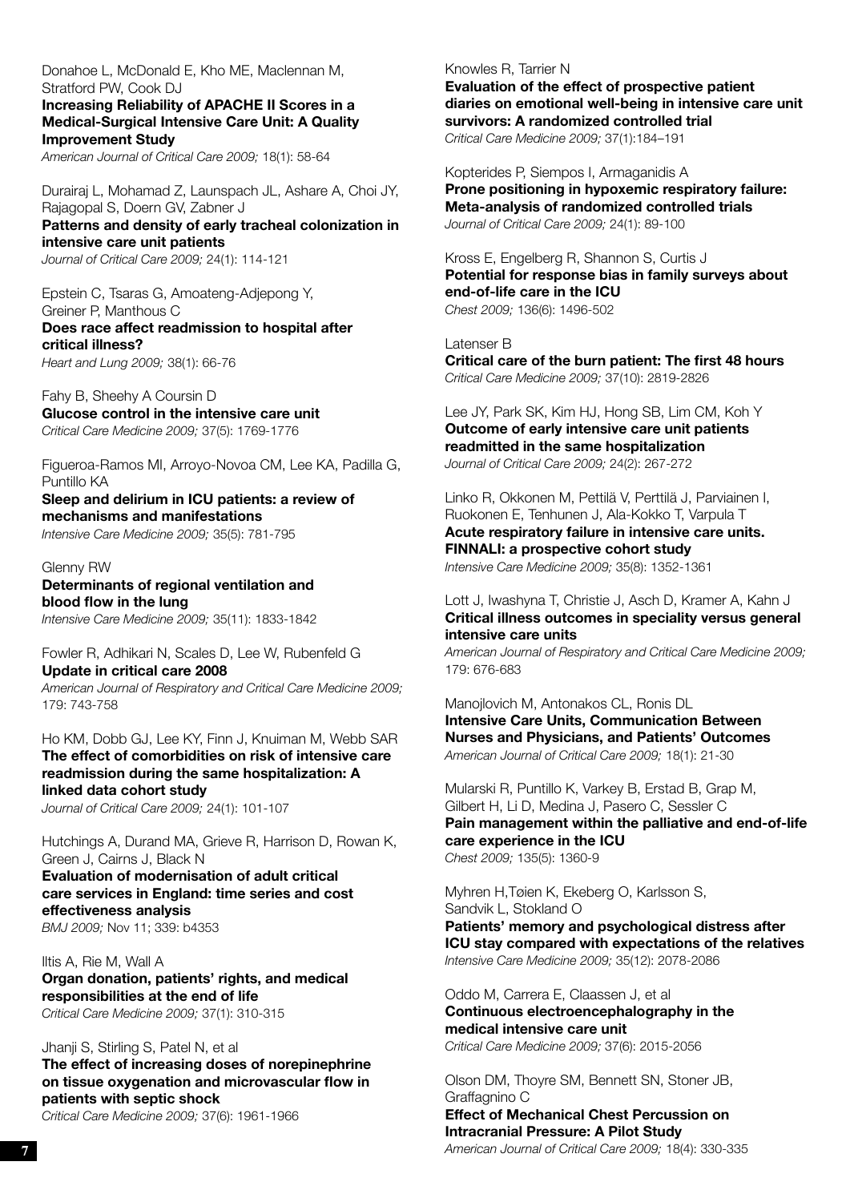Donahoe L, McDonald E, Kho ME, Maclennan M, Stratford PW, Cook DJ
**Increasing Reliability of APACHE II Scores in a Medical-Surgical Intensive Care Unit: A Quality Improvement Study**
*American Journal of Critical Care 2009;* 18(1): 58-64

Durairaj L, Mohamad Z, Launspach JL, Ashare A, Choi JY, Rajagopal S, Doern GV, Zabner J
**Patterns and density of early tracheal colonization in intensive care unit patients**
*Journal of Critical Care 2009;* 24(1): 114-121

Epstein C, Tsaras G, Amoateng-Adjepong Y, Greiner P, Manthous C
**Does race affect readmission to hospital after critical illness?**
*Heart and Lung 2009;* 38(1): 66-76

Fahy B, Sheehy A Coursin D
**Glucose control in the intensive care unit**
*Critical Care Medicine 2009;* 37(5): 1769-1776

Figueroa-Ramos MI, Arroyo-Novoa CM, Lee KA, Padilla G, Puntillo KA
**Sleep and delirium in ICU patients: a review of mechanisms and manifestations**
*Intensive Care Medicine 2009;* 35(5): 781-795

Glenny RW
**Determinants of regional ventilation and blood flow in the lung**
*Intensive Care Medicine 2009;* 35(11): 1833-1842

Fowler R, Adhikari N, Scales D, Lee W, Rubenfeld G
**Update in critical care 2008**
*American Journal of Respiratory and Critical Care Medicine 2009;* 179: 743-758

Ho KM, Dobb GJ, Lee KY, Finn J, Knuiman M, Webb SAR
**The effect of comorbidities on risk of intensive care readmission during the same hospitalization: A linked data cohort study**
*Journal of Critical Care 2009;* 24(1): 101-107

Hutchings A, Durand MA, Grieve R, Harrison D, Rowan K, Green J, Cairns J, Black N
**Evaluation of modernisation of adult critical care services in England: time series and cost effectiveness analysis**
*BMJ 2009;* Nov 11; 339: b4353

Iltis A, Rie M, Wall A
**Organ donation, patients' rights, and medical responsibilities at the end of life**
*Critical Care Medicine 2009;* 37(1): 310-315

Jhanji S, Stirling S, Patel N, et al
**The effect of increasing doses of norepinephrine on tissue oxygenation and microvascular flow in patients with septic shock**
*Critical Care Medicine 2009;* 37(6): 1961-1966

Knowles R, Tarrier N
**Evaluation of the effect of prospective patient diaries on emotional well-being in intensive care unit survivors: A randomized controlled trial**
*Critical Care Medicine 2009;* 37(1):184–191

Kopterides P, Siempos I, Armaganidis A
**Prone positioning in hypoxemic respiratory failure: Meta-analysis of randomized controlled trials**
*Journal of Critical Care 2009;* 24(1): 89-100

Kross E, Engelberg R, Shannon S, Curtis J
**Potential for response bias in family surveys about end-of-life care in the ICU**
*Chest 2009;* 136(6): 1496-502

Latenser B
**Critical care of the burn patient: The first 48 hours**
*Critical Care Medicine 2009;* 37(10): 2819-2826

Lee JY, Park SK, Kim HJ, Hong SB, Lim CM, Koh Y
**Outcome of early intensive care unit patients readmitted in the same hospitalization**
*Journal of Critical Care 2009;* 24(2): 267-272

Linko R, Okkonen M, Pettilä V, Perttilä J, Parviainen I, Ruokonen E, Tenhunen J, Ala-Kokko T, Varpula T
**Acute respiratory failure in intensive care units. FINNALI: a prospective cohort study**
*Intensive Care Medicine 2009;* 35(8): 1352-1361

Lott J, Iwashyna T, Christie J, Asch D, Kramer A, Kahn J
**Critical illness outcomes in speciality versus general intensive care units**
*American Journal of Respiratory and Critical Care Medicine 2009;* 179: 676-683

Manojlovich M, Antonakos CL, Ronis DL
**Intensive Care Units, Communication Between Nurses and Physicians, and Patients' Outcomes**
*American Journal of Critical Care 2009;* 18(1): 21-30

Mularski R, Puntillo K, Varkey B, Erstad B, Grap M, Gilbert H, Li D, Medina J, Pasero C, Sessler C
**Pain management within the palliative and end-of-life care experience in the ICU**
*Chest 2009;* 135(5): 1360-9

Myhren H,Tøien K, Ekeberg O, Karlsson S, Sandvik L, Stokland O
**Patients' memory and psychological distress after ICU stay compared with expectations of the relatives**
*Intensive Care Medicine 2009;* 35(12): 2078-2086

Oddo M, Carrera E, Claassen J, et al
**Continuous electroencephalography in the medical intensive care unit**
*Critical Care Medicine 2009;* 37(6): 2015-2056

Olson DM, Thoyre SM, Bennett SN, Stoner JB, Graffagnino C
**Effect of Mechanical Chest Percussion on Intracranial Pressure: A Pilot Study**
*American Journal of Critical Care 2009;* 18(4): 330-335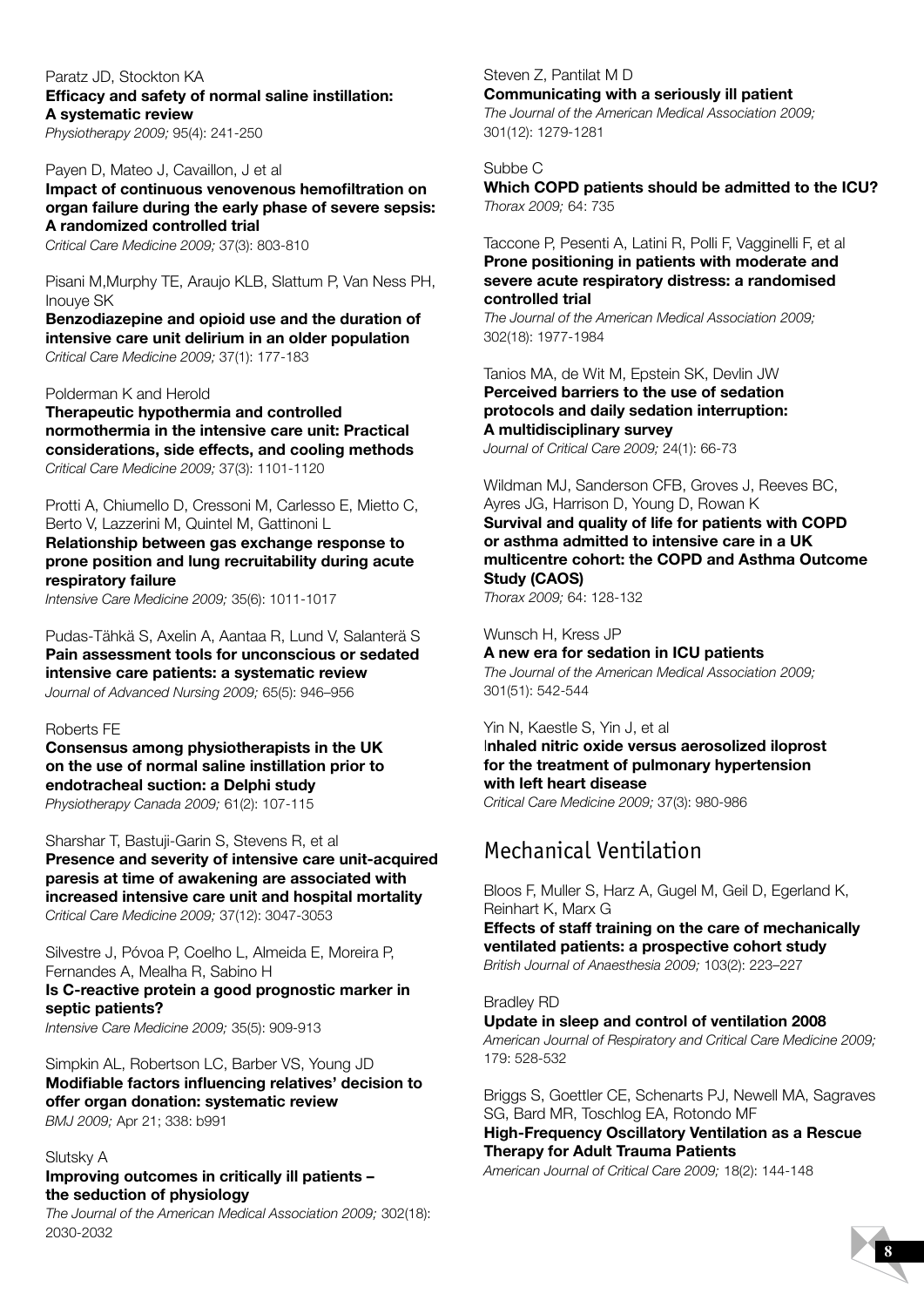Paratz JD, Stockton KA
**Efficacy and safety of normal saline instillation: A systematic review**
*Physiotherapy 2009;* 95(4): 241-250

Payen D, Mateo J, Cavaillon, J et al
**Impact of continuous venovenous hemofiltration on organ failure during the early phase of severe sepsis: A randomized controlled trial**
*Critical Care Medicine 2009;* 37(3): 803-810

Pisani M,Murphy TE, Araujo KLB, Slattum P, Van Ness PH, Inouye SK
**Benzodiazepine and opioid use and the duration of intensive care unit delirium in an older population**
*Critical Care Medicine 2009;* 37(1): 177-183

Polderman K and Herold
**Therapeutic hypothermia and controlled normothermia in the intensive care unit: Practical considerations, side effects, and cooling methods**
*Critical Care Medicine 2009;* 37(3): 1101-1120

Protti A, Chiumello D, Cressoni M, Carlesso E, Mietto C, Berto V, Lazzerini M, Quintel M, Gattinoni L
**Relationship between gas exchange response to prone position and lung recruitability during acute respiratory failure**
*Intensive Care Medicine 2009;* 35(6): 1011-1017

Pudas-Tähkä S, Axelin A, Aantaa R, Lund V, Salanterä S
**Pain assessment tools for unconscious or sedated intensive care patients: a systematic review**
*Journal of Advanced Nursing 2009;* 65(5): 946–956

Roberts FE
**Consensus among physiotherapists in the UK on the use of normal saline instillation prior to endotracheal suction: a Delphi study**
*Physiotherapy Canada 2009;* 61(2): 107-115

Sharshar T, Bastuji-Garin S, Stevens R, et al
**Presence and severity of intensive care unit-acquired paresis at time of awakening are associated with increased intensive care unit and hospital mortality**
*Critical Care Medicine 2009;* 37(12): 3047-3053

Silvestre J, Póvoa P, Coelho L, Almeida E, Moreira P, Fernandes A, Mealha R, Sabino H
**Is C-reactive protein a good prognostic marker in septic patients?**
*Intensive Care Medicine 2009;* 35(5): 909-913

Simpkin AL, Robertson LC, Barber VS, Young JD
**Modifiable factors influencing relatives' decision to offer organ donation: systematic review**
*BMJ 2009;* Apr 21; 338: b991

Slutsky A
**Improving outcomes in critically ill patients – the seduction of physiology**
*The Journal of the American Medical Association 2009;* 302(18): 2030-2032

Steven Z, Pantilat M D
**Communicating with a seriously ill patient**
*The Journal of the American Medical Association 2009;* 301(12): 1279-1281

Subbe C
**Which COPD patients should be admitted to the ICU?**
*Thorax 2009;* 64: 735

Taccone P, Pesenti A, Latini R, Polli F, Vagginelli F, et al
**Prone positioning in patients with moderate and severe acute respiratory distress: a randomised controlled trial**
*The Journal of the American Medical Association 2009;* 302(18): 1977-1984

Tanios MA, de Wit M, Epstein SK, Devlin JW
**Perceived barriers to the use of sedation protocols and daily sedation interruption: A multidisciplinary survey**
*Journal of Critical Care 2009;* 24(1): 66-73

Wildman MJ, Sanderson CFB, Groves J, Reeves BC, Ayres JG, Harrison D, Young D, Rowan K
**Survival and quality of life for patients with COPD or asthma admitted to intensive care in a UK multicentre cohort: the COPD and Asthma Outcome Study (CAOS)**
*Thorax 2009;* 64: 128-132

Wunsch H, Kress JP
**A new era for sedation in ICU patients**
*The Journal of the American Medical Association 2009;* 301(51): 542-544

Yin N, Kaestle S, Yin J, et al
**Inhaled nitric oxide versus aerosolized iloprost for the treatment of pulmonary hypertension with left heart disease**
*Critical Care Medicine 2009;* 37(3): 980-986

## Mechanical Ventilation

Bloos F, Muller S, Harz A, Gugel M, Geil D, Egerland K, Reinhart K, Marx G
**Effects of staff training on the care of mechanically ventilated patients: a prospective cohort study**
*British Journal of Anaesthesia 2009;* 103(2): 223–227

Bradley RD
**Update in sleep and control of ventilation 2008**
*American Journal of Respiratory and Critical Care Medicine 2009;* 179: 528-532

Briggs S, Goettler CE, Schenarts PJ, Newell MA, Sagraves SG, Bard MR, Toschlog EA, Rotondo MF
**High-Frequency Oscillatory Ventilation as a Rescue Therapy for Adult Trauma Patients**
*American Journal of Critical Care 2009;* 18(2): 144-148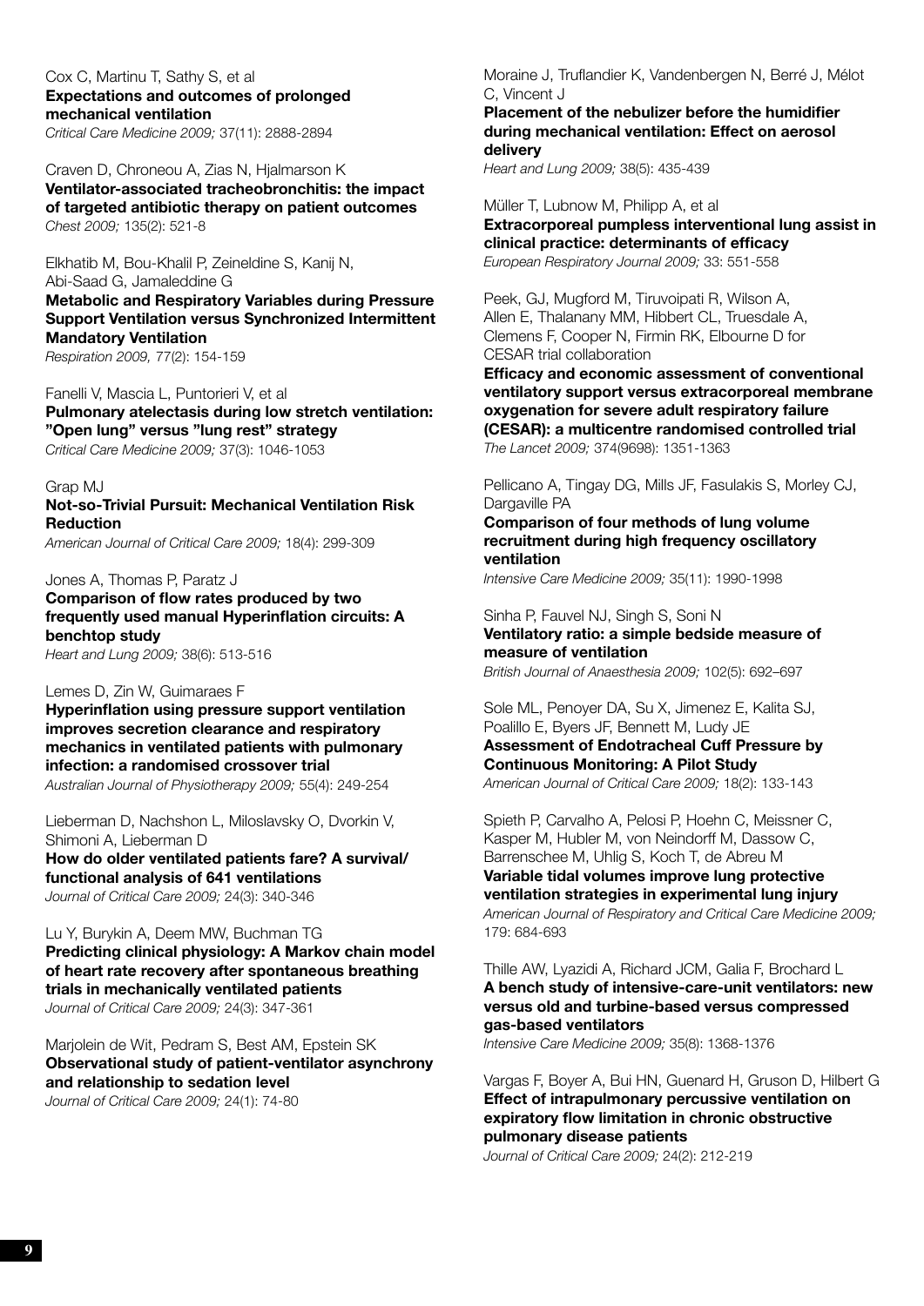Cox C, Martinu T, Sathy S, et al
**Expectations and outcomes of prolonged mechanical ventilation**
*Critical Care Medicine 2009;* 37(11): 2888-2894

Craven D, Chroneou A, Zias N, Hjalmarson K
**Ventilator-associated tracheobronchitis: the impact of targeted antibiotic therapy on patient outcomes**
*Chest 2009;* 135(2): 521-8

Elkhatib M, Bou-Khalil P, Zeineldine S, Kanij N, Abi-Saad G, Jamaleddine G
**Metabolic and Respiratory Variables during Pressure Support Ventilation versus Synchronized Intermittent Mandatory Ventilation**
*Respiration 2009,* 77(2): 154-159

Fanelli V, Mascia L, Puntorieri V, et al
**Pulmonary atelectasis during low stretch ventilation: "Open lung" versus "lung rest" strategy**
*Critical Care Medicine 2009;* 37(3): 1046-1053

Grap MJ
**Not-so-Trivial Pursuit: Mechanical Ventilation Risk Reduction**
*American Journal of Critical Care 2009;* 18(4): 299-309

Jones A, Thomas P, Paratz J
**Comparison of flow rates produced by two frequently used manual Hyperinflation circuits: A benchtop study**
*Heart and Lung 2009;* 38(6): 513-516

Lemes D, Zin W, Guimaraes F
**Hyperinflation using pressure support ventilation improves secretion clearance and respiratory mechanics in ventilated patients with pulmonary infection: a randomised crossover trial**
*Australian Journal of Physiotherapy 2009;* 55(4): 249-254

Lieberman D, Nachshon L, Miloslavsky O, Dvorkin V, Shimoni A, Lieberman D
**How do older ventilated patients fare? A survival/functional analysis of 641 ventilations**
*Journal of Critical Care 2009;* 24(3): 340-346

Lu Y, Burykin A, Deem MW, Buchman TG
**Predicting clinical physiology: A Markov chain model of heart rate recovery after spontaneous breathing trials in mechanically ventilated patients**
*Journal of Critical Care 2009;* 24(3): 347-361

Marjolein de Wit, Pedram S, Best AM, Epstein SK
**Observational study of patient-ventilator asynchrony and relationship to sedation level**
*Journal of Critical Care 2009;* 24(1): 74-80

Moraine J, Truflandier K, Vandenbergen N, Berré J, Mélot C, Vincent J
**Placement of the nebulizer before the humidifier during mechanical ventilation: Effect on aerosol delivery**
*Heart and Lung 2009;* 38(5): 435-439

Müller T, Lubnow M, Philipp A, et al
**Extracorporeal pumpless interventional lung assist in clinical practice: determinants of efficacy**
*European Respiratory Journal 2009;* 33: 551-558

Peek, GJ, Mugford M, Tiruvoipati R, Wilson A, Allen E, Thalanany MM, Hibbert CL, Truesdale A, Clemens F, Cooper N, Firmin RK, Elbourne D for CESAR trial collaboration
**Efficacy and economic assessment of conventional ventilatory support versus extracorporeal membrane oxygenation for severe adult respiratory failure (CESAR): a multicentre randomised controlled trial**
*The Lancet 2009;* 374(9698): 1351-1363

Pellicano A, Tingay DG, Mills JF, Fasulakis S, Morley CJ, Dargaville PA
**Comparison of four methods of lung volume recruitment during high frequency oscillatory ventilation**
*Intensive Care Medicine 2009;* 35(11): 1990-1998

Sinha P, Fauvel NJ, Singh S, Soni N
**Ventilatory ratio: a simple bedside measure of measure of ventilation**
*British Journal of Anaesthesia 2009;* 102(5): 692–697

Sole ML, Penoyer DA, Su X, Jimenez E, Kalita SJ, Poalillo E, Byers JF, Bennett M, Ludy JE
**Assessment of Endotracheal Cuff Pressure by Continuous Monitoring: A Pilot Study**
*American Journal of Critical Care 2009;* 18(2): 133-143

Spieth P, Carvalho A, Pelosi P, Hoehn C, Meissner C, Kasper M, Hubler M, von Neindorff M, Dassow C, Barrenschee M, Uhlig S, Koch T, de Abreu M
**Variable tidal volumes improve lung protective ventilation strategies in experimental lung injury**
*American Journal of Respiratory and Critical Care Medicine 2009;* 179: 684-693

Thille AW, Lyazidi A, Richard JCM, Galia F, Brochard L
**A bench study of intensive-care-unit ventilators: new versus old and turbine-based versus compressed gas-based ventilators**
*Intensive Care Medicine 2009;* 35(8): 1368-1376

Vargas F, Boyer A, Bui HN, Guenard H, Gruson D, Hilbert G
**Effect of intrapulmonary percussive ventilation on expiratory flow limitation in chronic obstructive pulmonary disease patients**
*Journal of Critical Care 2009;* 24(2): 212-219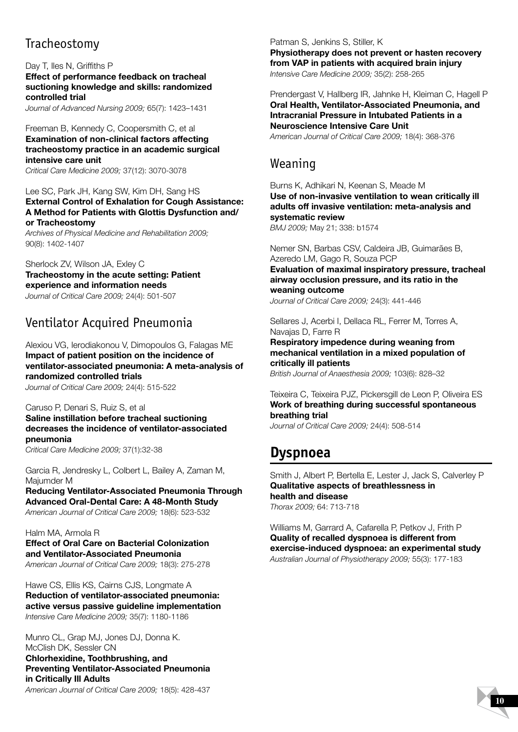## Tracheostomy

Day T, Iles N, Griffiths P
**Effect of performance feedback on tracheal suctioning knowledge and skills: randomized controlled trial**
*Journal of Advanced Nursing 2009;* 65(7): 1423–1431

Freeman B, Kennedy C, Coopersmith C, et al
**Examination of non-clinical factors affecting tracheostomy practice in an academic surgical intensive care unit**
*Critical Care Medicine 2009;* 37(12): 3070-3078

Lee SC, Park JH, Kang SW, Kim DH, Sang HS
**External Control of Exhalation for Cough Assistance: A Method for Patients with Glottis Dysfunction and/or Tracheostomy**
*Archives of Physical Medicine and Rehabilitation 2009;* 90(8): 1402-1407

Sherlock ZV, Wilson JA, Exley C
**Tracheostomy in the acute setting: Patient experience and information needs**
*Journal of Critical Care 2009;* 24(4): 501-507

## Ventilator Acquired Pneumonia

Alexiou VG, Ierodiakonou V, Dimopoulos G, Falagas ME
**Impact of patient position on the incidence of ventilator-associated pneumonia: A meta-analysis of randomized controlled trials**
*Journal of Critical Care 2009;* 24(4): 515-522

Caruso P, Denari S, Ruiz S, et al
**Saline instillation before tracheal suctioning decreases the incidence of ventilator-associated pneumonia**
*Critical Care Medicine 2009;* 37(1):32-38

Garcia R, Jendresky L, Colbert L, Bailey A, Zaman M, Majumder M
**Reducing Ventilator-Associated Pneumonia Through Advanced Oral-Dental Care: A 48-Month Study**
*American Journal of Critical Care 2009;* 18(6): 523-532

Halm MA, Armola R
**Effect of Oral Care on Bacterial Colonization and Ventilator-Associated Pneumonia**
*American Journal of Critical Care 2009;* 18(3): 275-278

Hawe CS, Ellis KS, Cairns CJS, Longmate A
**Reduction of ventilator-associated pneumonia: active versus passive guideline implementation**
*Intensive Care Medicine 2009;* 35(7): 1180-1186

Munro CL, Grap MJ, Jones DJ, Donna K. McClish DK, Sessler CN
**Chlorhexidine, Toothbrushing, and Preventing Ventilator-Associated Pneumonia in Critically Ill Adults**
*American Journal of Critical Care 2009;* 18(5): 428-437

Patman S, Jenkins S, Stiller, K
**Physiotherapy does not prevent or hasten recovery from VAP in patients with acquired brain injury**
*Intensive Care Medicine 2009;* 35(2): 258-265

Prendergast V, Hallberg IR, Jahnke H, Kleiman C, Hagell P
**Oral Health, Ventilator-Associated Pneumonia, and Intracranial Pressure in Intubated Patients in a Neuroscience Intensive Care Unit**
*American Journal of Critical Care 2009;* 18(4): 368-376

## Weaning

Burns K, Adhikari N, Keenan S, Meade M
**Use of non-invasive ventilation to wean critically ill adults off invasive ventilation: meta-analysis and systematic review**
*BMJ 2009;* May 21; 338: b1574

Nemer SN, Barbas CSV, Caldeira JB, Guimarães B, Azeredo LM, Gago R, Souza PCP
**Evaluation of maximal inspiratory pressure, tracheal airway occlusion pressure, and its ratio in the weaning outcome**
*Journal of Critical Care 2009;* 24(3): 441-446

Sellares J, Acerbi I, Dellaca RL, Ferrer M, Torres A, Navajas D, Farre R
**Respiratory impedence during weaning from mechanical ventilation in a mixed population of critically ill patients**
*British Journal of Anaesthesia 2009;* 103(6): 828–32

Teixeira C, Teixeira PJZ, Pickersgill de Leon P, Oliveira ES
**Work of breathing during successful spontaneous breathing trial**
*Journal of Critical Care 2009;* 24(4): 508-514

# Dyspnoea

Smith J, Albert P, Bertella E, Lester J, Jack S, Calverley P
**Qualitative aspects of breathlessness in health and disease**
*Thorax 2009;* 64: 713-718

Williams M, Garrard A, Cafarella P, Petkov J, Frith P
**Quality of recalled dyspnoea is different from exercise-induced dyspnoea: an experimental study**
*Australian Journal of Physiotherapy 2009;* 55(3): 177-183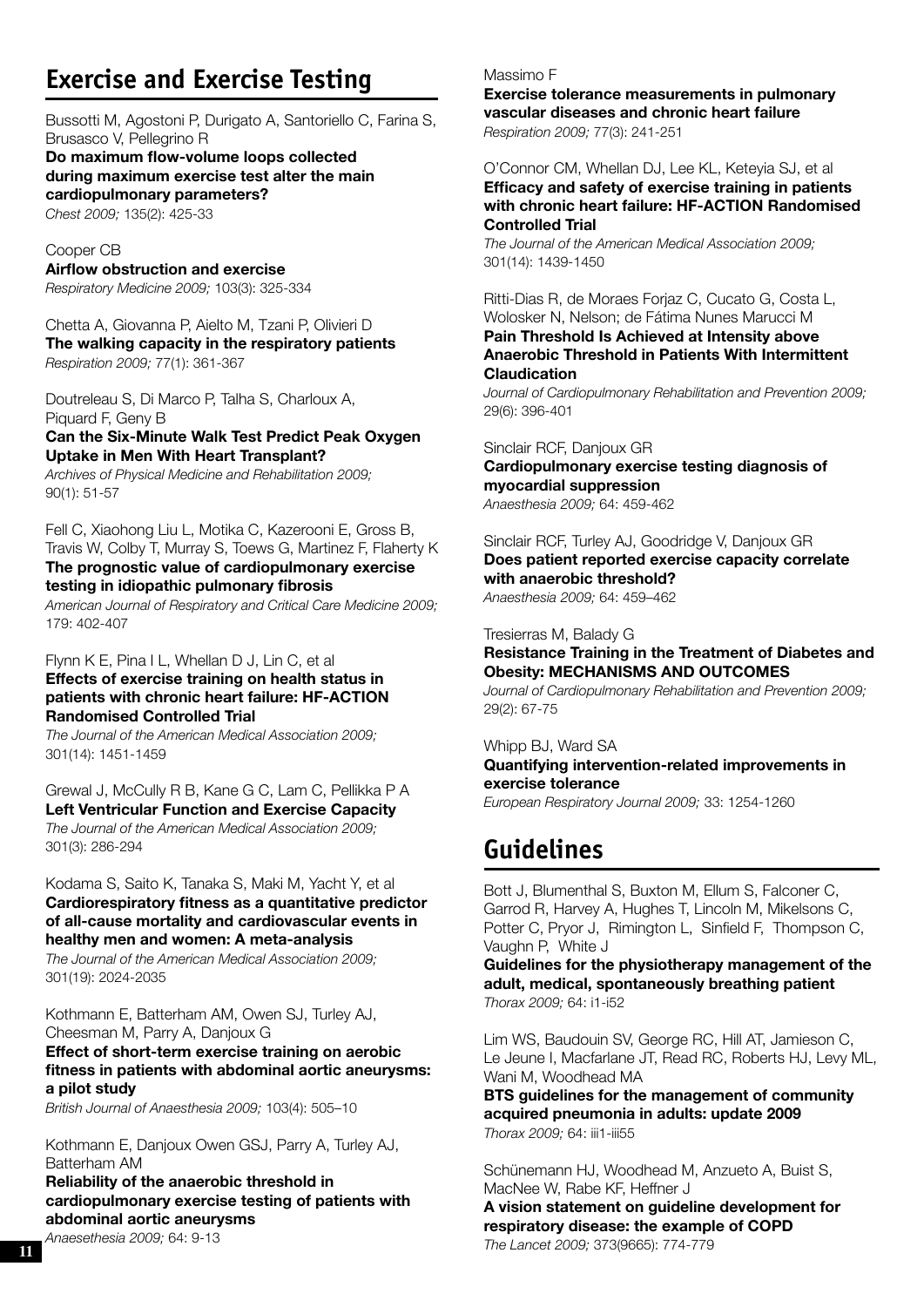## Exercise and Exercise Testing

Bussotti M, Agostoni P, Durigato A, Santoriello C, Farina S, Brusasco V, Pellegrino R
**Do maximum flow-volume loops collected during maximum exercise test alter the main cardiopulmonary parameters?**
*Chest 2009;* 135(2): 425-33

Cooper CB
**Airflow obstruction and exercise**
*Respiratory Medicine 2009;* 103(3): 325-334

Chetta A, Giovanna P, Aielto M, Tzani P, Olivieri D
**The walking capacity in the respiratory patients**
*Respiration 2009;* 77(1): 361-367

Doutreleau S, Di Marco P, Talha S, Charloux A, Piquard F, Geny B
**Can the Six-Minute Walk Test Predict Peak Oxygen Uptake in Men With Heart Transplant?**
*Archives of Physical Medicine and Rehabilitation 2009;* 90(1): 51-57

Fell C, Xiaohong Liu L, Motika C, Kazerooni E, Gross B, Travis W, Colby T, Murray S, Toews G, Martinez F, Flaherty K
**The prognostic value of cardiopulmonary exercise testing in idiopathic pulmonary fibrosis**
*American Journal of Respiratory and Critical Care Medicine 2009;* 179: 402-407

Flynn K E, Pina I L, Whellan D J, Lin C, et al
**Effects of exercise training on health status in patients with chronic heart failure: HF-ACTION Randomised Controlled Trial**
*The Journal of the American Medical Association 2009;* 301(14): 1451-1459

Grewal J, McCully R B, Kane G C, Lam C, Pellikka P A
**Left Ventricular Function and Exercise Capacity**
*The Journal of the American Medical Association 2009;* 301(3): 286-294

Kodama S, Saito K, Tanaka S, Maki M, Yacht Y, et al
**Cardiorespiratory fitness as a quantitative predictor of all-cause mortality and cardiovascular events in healthy men and women: A meta-analysis**
*The Journal of the American Medical Association 2009;* 301(19): 2024-2035

Kothmann E, Batterham AM, Owen SJ, Turley AJ, Cheesman M, Parry A, Danjoux G
**Effect of short-term exercise training on aerobic fitness in patients with abdominal aortic aneurysms: a pilot study**
*British Journal of Anaesthesia 2009;* 103(4): 505–10

Kothmann E, Danjoux Owen GSJ, Parry A, Turley AJ, Batterham AM
**Reliability of the anaerobic threshold in cardiopulmonary exercise testing of patients with abdominal aortic aneurysms**
*Anaesethesia 2009;* 64: 9-13

Massimo F
**Exercise tolerance measurements in pulmonary vascular diseases and chronic heart failure**
*Respiration 2009;* 77(3): 241-251

O'Connor CM, Whellan DJ, Lee KL, Keteyia SJ, et al
**Efficacy and safety of exercise training in patients with chronic heart failure: HF-ACTION Randomised Controlled Trial**
*The Journal of the American Medical Association 2009;* 301(14): 1439-1450

Ritti-Dias R, de Moraes Forjaz C, Cucato G, Costa L, Wolosker N, Nelson; de Fátima Nunes Marucci M
**Pain Threshold Is Achieved at Intensity above Anaerobic Threshold in Patients With Intermittent Claudication**
*Journal of Cardiopulmonary Rehabilitation and Prevention 2009;* 29(6): 396-401

Sinclair RCF, Danjoux GR
**Cardiopulmonary exercise testing diagnosis of myocardial suppression**
*Anaesthesia 2009;* 64: 459-462

Sinclair RCF, Turley AJ, Goodridge V, Danjoux GR
**Does patient reported exercise capacity correlate with anaerobic threshold?**
*Anaesthesia 2009;* 64: 459–462

Tresierras M, Balady G
**Resistance Training in the Treatment of Diabetes and Obesity: MECHANISMS AND OUTCOMES**
*Journal of Cardiopulmonary Rehabilitation and Prevention 2009;* 29(2): 67-75

Whipp BJ, Ward SA
**Quantifying intervention-related improvements in exercise tolerance**
*European Respiratory Journal 2009;* 33: 1254-1260

## Guidelines

Bott J, Blumenthal S, Buxton M, Ellum S, Falconer C, Garrod R, Harvey A, Hughes T, Lincoln M, Mikelsons C, Potter C, Pryor J, Rimington L, Sinfield F, Thompson C, Vaughn P, White J
**Guidelines for the physiotherapy management of the adult, medical, spontaneously breathing patient**
*Thorax 2009;* 64: i1-i52

Lim WS, Baudouin SV, George RC, Hill AT, Jamieson C, Le Jeune I, Macfarlane JT, Read RC, Roberts HJ, Levy ML, Wani M, Woodhead MA
**BTS guidelines for the management of community acquired pneumonia in adults: update 2009**
*Thorax 2009;* 64: iii1-iii55

Schünemann HJ, Woodhead M, Anzueto A, Buist S, MacNee W, Rabe KF, Heffner J
**A vision statement on guideline development for respiratory disease: the example of COPD**
*The Lancet 2009;* 373(9665): 774-779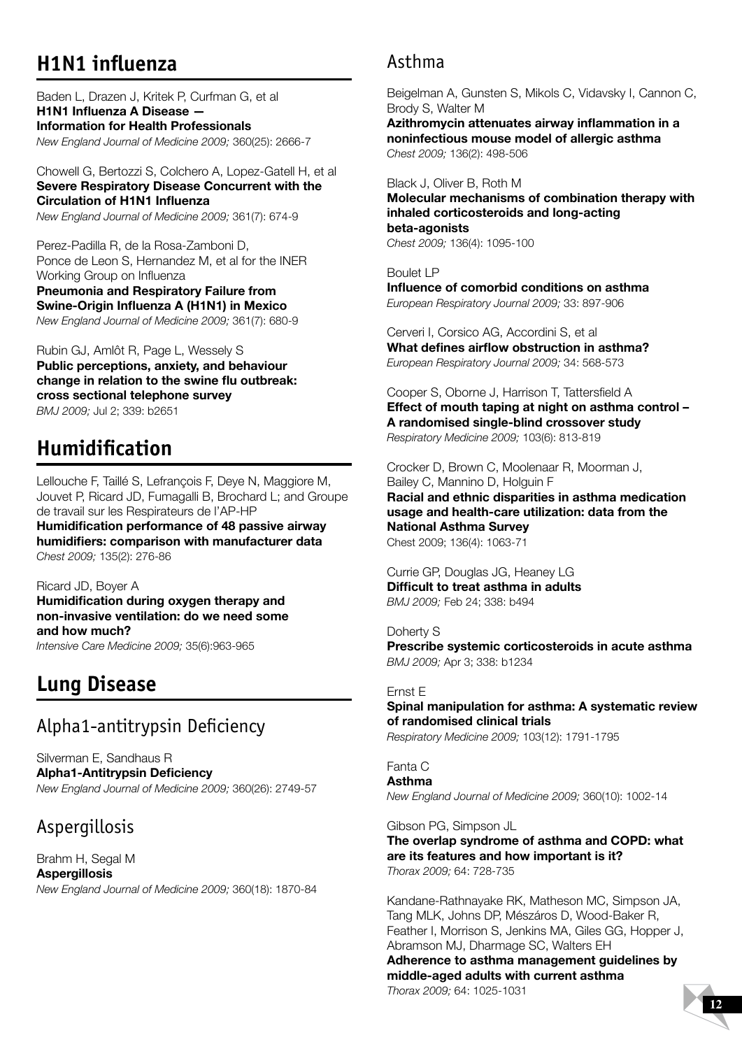## H1N1 influenza

Baden L, Drazen J, Kritek P, Curfman G, et al
**H1N1 Influenza A Disease — Information for Health Professionals**
*New England Journal of Medicine 2009;* 360(25): 2666-7

Chowell G, Bertozzi S, Colchero A, Lopez-Gatell H, et al
**Severe Respiratory Disease Concurrent with the Circulation of H1N1 Influenza**
*New England Journal of Medicine 2009;* 361(7): 674-9

Perez-Padilla R, de la Rosa-Zamboni D, Ponce de Leon S, Hernandez M, et al for the INER Working Group on Influenza
**Pneumonia and Respiratory Failure from Swine-Origin Influenza A (H1N1) in Mexico**
*New England Journal of Medicine 2009;* 361(7): 680-9

Rubin GJ, Amlôt R, Page L, Wessely S
**Public perceptions, anxiety, and behaviour change in relation to the swine flu outbreak: cross sectional telephone survey**
*BMJ 2009;* Jul 2; 339: b2651

## Humidification

Lellouche F, Taillé S, Lefrançois F, Deye N, Maggiore M, Jouvet P, Ricard JD, Fumagalli B, Brochard L; and Groupe de travail sur les Respirateurs de l'AP-HP
**Humidification performance of 48 passive airway humidifiers: comparison with manufacturer data**
*Chest 2009;* 135(2): 276-86

Ricard JD, Boyer A
**Humidification during oxygen therapy and non-invasive ventilation: do we need some and how much?**
*Intensive Care Medicine 2009;* 35(6):963-965

## Lung Disease

### Alpha1-antitrypsin Deficiency

Silverman E, Sandhaus R
**Alpha1-Antitrypsin Deficiency**
*New England Journal of Medicine 2009;* 360(26): 2749-57

### Aspergillosis

Brahm H, Segal M
**Aspergillosis**
*New England Journal of Medicine 2009;* 360(18): 1870-84

### Asthma

Beigelman A, Gunsten S, Mikols C, Vidavsky I, Cannon C, Brody S, Walter M
**Azithromycin attenuates airway inflammation in a noninfectious mouse model of allergic asthma**
*Chest 2009;* 136(2): 498-506

Black J, Oliver B, Roth M
**Molecular mechanisms of combination therapy with inhaled corticosteroids and long-acting beta-agonists**
*Chest 2009;* 136(4): 1095-100

Boulet LP
**Influence of comorbid conditions on asthma**
*European Respiratory Journal 2009;* 33: 897-906

Cerveri I, Corsico AG, Accordini S, et al
**What defines airflow obstruction in asthma?**
*European Respiratory Journal 2009;* 34: 568-573

Cooper S, Oborne J, Harrison T, Tattersfield A
**Effect of mouth taping at night on asthma control – A randomised single-blind crossover study**
*Respiratory Medicine 2009;* 103(6): 813-819

Crocker D, Brown C, Moolenaar R, Moorman J, Bailey C, Mannino D, Holguin F
**Racial and ethnic disparities in asthma medication usage and health-care utilization: data from the National Asthma Survey**
Chest 2009; 136(4): 1063-71

Currie GP, Douglas JG, Heaney LG
**Difficult to treat asthma in adults**
*BMJ 2009;* Feb 24; 338: b494

Doherty S
**Prescribe systemic corticosteroids in acute asthma**
*BMJ 2009;* Apr 3; 338: b1234

Ernst E
**Spinal manipulation for asthma: A systematic review of randomised clinical trials**
*Respiratory Medicine 2009;* 103(12): 1791-1795

Fanta C
**Asthma**
*New England Journal of Medicine 2009;* 360(10): 1002-14

Gibson PG, Simpson JL
**The overlap syndrome of asthma and COPD: what are its features and how important is it?**
*Thorax 2009;* 64: 728-735

Kandane-Rathnayake RK, Matheson MC, Simpson JA, Tang MLK, Johns DP, Mészáros D, Wood-Baker R, Feather I, Morrison S, Jenkins MA, Giles GG, Hopper J, Abramson MJ, Dharmage SC, Walters EH
**Adherence to asthma management guidelines by middle-aged adults with current asthma**
*Thorax 2009;* 64: 1025-1031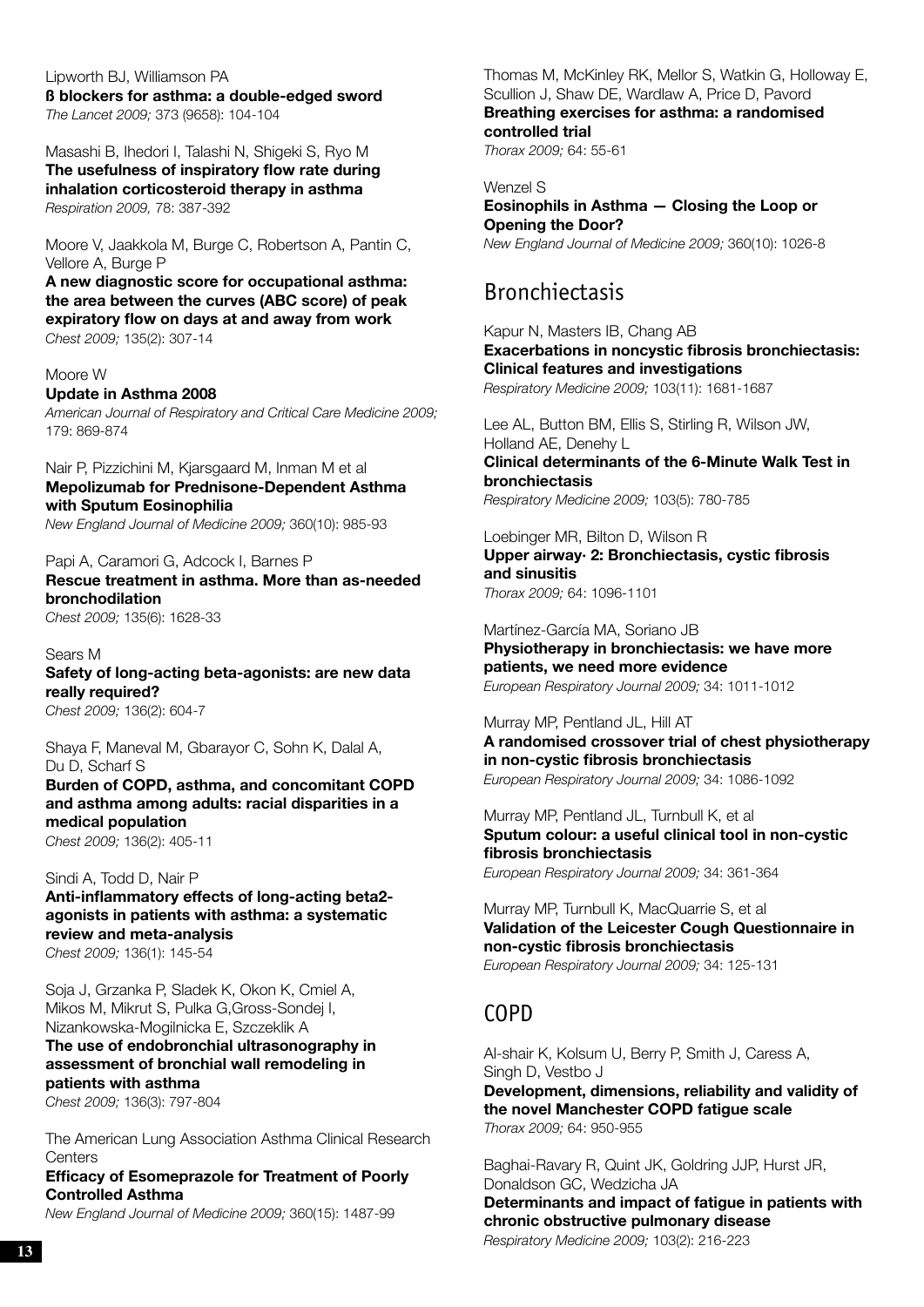Lipworth BJ, Williamson PA
**ß blockers for asthma: a double-edged sword**
*The Lancet 2009;* 373 (9658): 104-104

Masashi B, Ihedori I, Talashi N, Shigeki S, Ryo M
**The usefulness of inspiratory flow rate during inhalation corticosteroid therapy in asthma**
*Respiration 2009,* 78: 387-392

Moore V, Jaakkola M, Burge C, Robertson A, Pantin C, Vellore A, Burge P
**A new diagnostic score for occupational asthma: the area between the curves (ABC score) of peak expiratory flow on days at and away from work**
*Chest 2009;* 135(2): 307-14

Moore W
**Update in Asthma 2008**
*American Journal of Respiratory and Critical Care Medicine 2009;* 179: 869-874

Nair P, Pizzichini M, Kjarsgaard M, Inman M et al
**Mepolizumab for Prednisone-Dependent Asthma with Sputum Eosinophilia**
*New England Journal of Medicine 2009;* 360(10): 985-93

Papi A, Caramori G, Adcock I, Barnes P
**Rescue treatment in asthma. More than as-needed bronchodilation**
*Chest 2009;* 135(6): 1628-33

Sears M
**Safety of long-acting beta-agonists: are new data really required?**
*Chest 2009;* 136(2): 604-7

Shaya F, Maneval M, Gbarayor C, Sohn K, Dalal A, Du D, Scharf S
**Burden of COPD, asthma, and concomitant COPD and asthma among adults: racial disparities in a medical population**
*Chest 2009;* 136(2): 405-11

Sindi A, Todd D, Nair P
**Anti-inflammatory effects of long-acting beta2-agonists in patients with asthma: a systematic review and meta-analysis**
*Chest 2009;* 136(1): 145-54

Soja J, Grzanka P, Sladek K, Okon K, Cmiel A, Mikos M, Mikrut S, Pulka G,Gross-Sondej I, Nizankowska-Mogilnicka E, Szczeklik A
**The use of endobronchial ultrasonography in assessment of bronchial wall remodeling in patients with asthma**
*Chest 2009;* 136(3): 797-804

The American Lung Association Asthma Clinical Research Centers
**Efficacy of Esomeprazole for Treatment of Poorly Controlled Asthma**
*New England Journal of Medicine 2009;* 360(15): 1487-99

Thomas M, McKinley RK, Mellor S, Watkin G, Holloway E, Scullion J, Shaw DE, Wardlaw A, Price D, Pavord
**Breathing exercises for asthma: a randomised controlled trial**
*Thorax 2009;* 64: 55-61

Wenzel S
**Eosinophils in Asthma — Closing the Loop or Opening the Door?**
*New England Journal of Medicine 2009;* 360(10): 1026-8

## Bronchiectasis

Kapur N, Masters IB, Chang AB
**Exacerbations in noncystic fibrosis bronchiectasis: Clinical features and investigations**
*Respiratory Medicine 2009;* 103(11): 1681-1687

Lee AL, Button BM, Ellis S, Stirling R, Wilson JW, Holland AE, Denehy L
**Clinical determinants of the 6-Minute Walk Test in bronchiectasis**
*Respiratory Medicine 2009;* 103(5): 780-785

Loebinger MR, Bilton D, Wilson R
**Upper airway· 2: Bronchiectasis, cystic fibrosis and sinusitis**
*Thorax 2009;* 64: 1096-1101

Martínez-García MA, Soriano JB
**Physiotherapy in bronchiectasis: we have more patients, we need more evidence**
*European Respiratory Journal 2009;* 34: 1011-1012

Murray MP, Pentland JL, Hill AT
**A randomised crossover trial of chest physiotherapy in non-cystic fibrosis bronchiectasis**
*European Respiratory Journal 2009;* 34: 1086-1092

Murray MP, Pentland JL, Turnbull K, et al
**Sputum colour: a useful clinical tool in non-cystic fibrosis bronchiectasis**
*European Respiratory Journal 2009;* 34: 361-364

Murray MP, Turnbull K, MacQuarrie S, et al
**Validation of the Leicester Cough Questionnaire in non-cystic fibrosis bronchiectasis**
*European Respiratory Journal 2009;* 34: 125-131

## COPD

Al-shair K, Kolsum U, Berry P, Smith J, Caress A, Singh D, Vestbo J
**Development, dimensions, reliability and validity of the novel Manchester COPD fatigue scale**
*Thorax 2009;* 64: 950-955

Baghai-Ravary R, Quint JK, Goldring JJP, Hurst JR, Donaldson GC, Wedzicha JA
**Determinants and impact of fatigue in patients with chronic obstructive pulmonary disease**
*Respiratory Medicine 2009;* 103(2): 216-223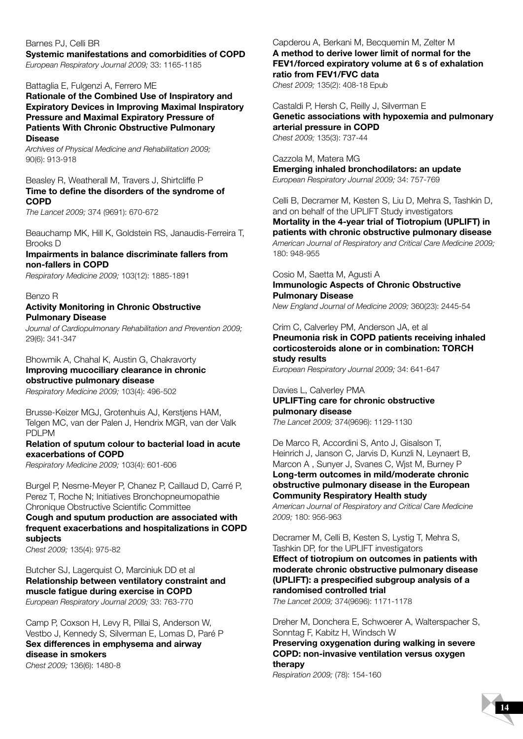Barnes PJ, Celli BR
**Systemic manifestations and comorbidities of COPD**
*European Respiratory Journal 2009;* 33: 1165-1185

Battaglia E, Fulgenzi A, Ferrero ME
**Rationale of the Combined Use of Inspiratory and Expiratory Devices in Improving Maximal Inspiratory Pressure and Maximal Expiratory Pressure of Patients With Chronic Obstructive Pulmonary Disease**
*Archives of Physical Medicine and Rehabilitation 2009;* 90(6): 913-918

Beasley R, Weatherall M, Travers J, Shirtcliffe P
**Time to define the disorders of the syndrome of COPD**
*The Lancet 2009;* 374 (9691): 670-672

Beauchamp MK, Hill K, Goldstein RS, Janaudis-Ferreira T, Brooks D
**Impairments in balance discriminate fallers from non-fallers in COPD**
*Respiratory Medicine 2009;* 103(12): 1885-1891

Benzo R
**Activity Monitoring in Chronic Obstructive Pulmonary Disease**
*Journal of Cardiopulmonary Rehabilitation and Prevention 2009;* 29(6): 341-347

Bhowmik A, Chahal K, Austin G, Chakravorty
**Improving mucociliary clearance in chronic obstructive pulmonary disease**
*Respiratory Medicine 2009;* 103(4): 496-502

Brusse-Keizer MGJ, Grotenhuis AJ, Kerstjens HAM, Telgen MC, van der Palen J, Hendrix MGR, van der Valk PDLPM
**Relation of sputum colour to bacterial load in acute exacerbations of COPD**
*Respiratory Medicine 2009;* 103(4): 601-606

Burgel P, Nesme-Meyer P, Chanez P, Caillaud D, Carré P, Perez T, Roche N; Initiatives Bronchopneumopathie Chronique Obstructive Scientific Committee
**Cough and sputum production are associated with frequent exacerbations and hospitalizations in COPD subjects**
*Chest 2009;* 135(4): 975-82

Butcher SJ, Lagerquist O, Marciniuk DD et al
**Relationship between ventilatory constraint and muscle fatigue during exercise in COPD**
*European Respiratory Journal 2009;* 33: 763-770

Camp P, Coxson H, Levy R, Pillai S, Anderson W, Vestbo J, Kennedy S, Silverman E, Lomas D, Paré P
**Sex differences in emphysema and airway disease in smokers**
*Chest 2009;* 136(6): 1480-8

Capderou A, Berkani M, Becquemin M, Zelter M
**A method to derive lower limit of normal for the FEV1/forced expiratory volume at 6 s of exhalation ratio from FEV1/FVC data**
*Chest 2009;* 135(2): 408-18 Epub

Castaldi P, Hersh C, Reilly J, Silverman E
**Genetic associations with hypoxemia and pulmonary arterial pressure in COPD**
*Chest 2009;* 135(3): 737-44

Cazzola M, Matera MG
**Emerging inhaled bronchodilators: an update**
*European Respiratory Journal 2009;* 34: 757-769

Celli B, Decramer M, Kesten S, Liu D, Mehra S, Tashkin D, and on behalf of the UPLIFT Study investigators
**Mortality in the 4-year trial of Tiotropium (UPLIFT) in patients with chronic obstructive pulmonary disease**
*American Journal of Respiratory and Critical Care Medicine 2009;* 180: 948-955

Cosio M, Saetta M, Agusti A
**Immunologic Aspects of Chronic Obstructive Pulmonary Disease**
*New England Journal of Medicine 2009;* 360(23): 2445-54

Crim C, Calverley PM, Anderson JA, et al
**Pneumonia risk in COPD patients receiving inhaled corticosteroids alone or in combination: TORCH study results**
*European Respiratory Journal 2009;* 34: 641-647

Davies L, Calverley PMA
**UPLIFTing care for chronic obstructive pulmonary disease**
*The Lancet 2009;* 374(9696): 1129-1130

De Marco R, Accordini S, Anto J, Gisalson T, Heinrich J, Janson C, Jarvis D, Kunzli N, Leynaert B, Marcon A , Sunyer J, Svanes C, Wjst M, Burney P
**Long-term outcomes in mild/moderate chronic obstructive pulmonary disease in the European Community Respiratory Health study**
*American Journal of Respiratory and Critical Care Medicine 2009;* 180: 956-963

Decramer M, Celli B, Kesten S, Lystig T, Mehra S, Tashkin DP, for the UPLIFT investigators
**Effect of tiotropium on outcomes in patients with moderate chronic obstructive pulmonary disease (UPLIFT): a prespecified subgroup analysis of a randomised controlled trial**
*The Lancet 2009;* 374(9696): 1171-1178

Dreher M, Donchera E, Schwoerer A, Walterspacher S, Sonntag F, Kabitz H, Windsch W
**Preserving oxygenation during walking in severe COPD: non-invasive ventilation versus oxygen therapy**
*Respiration 2009;* (78): 154-160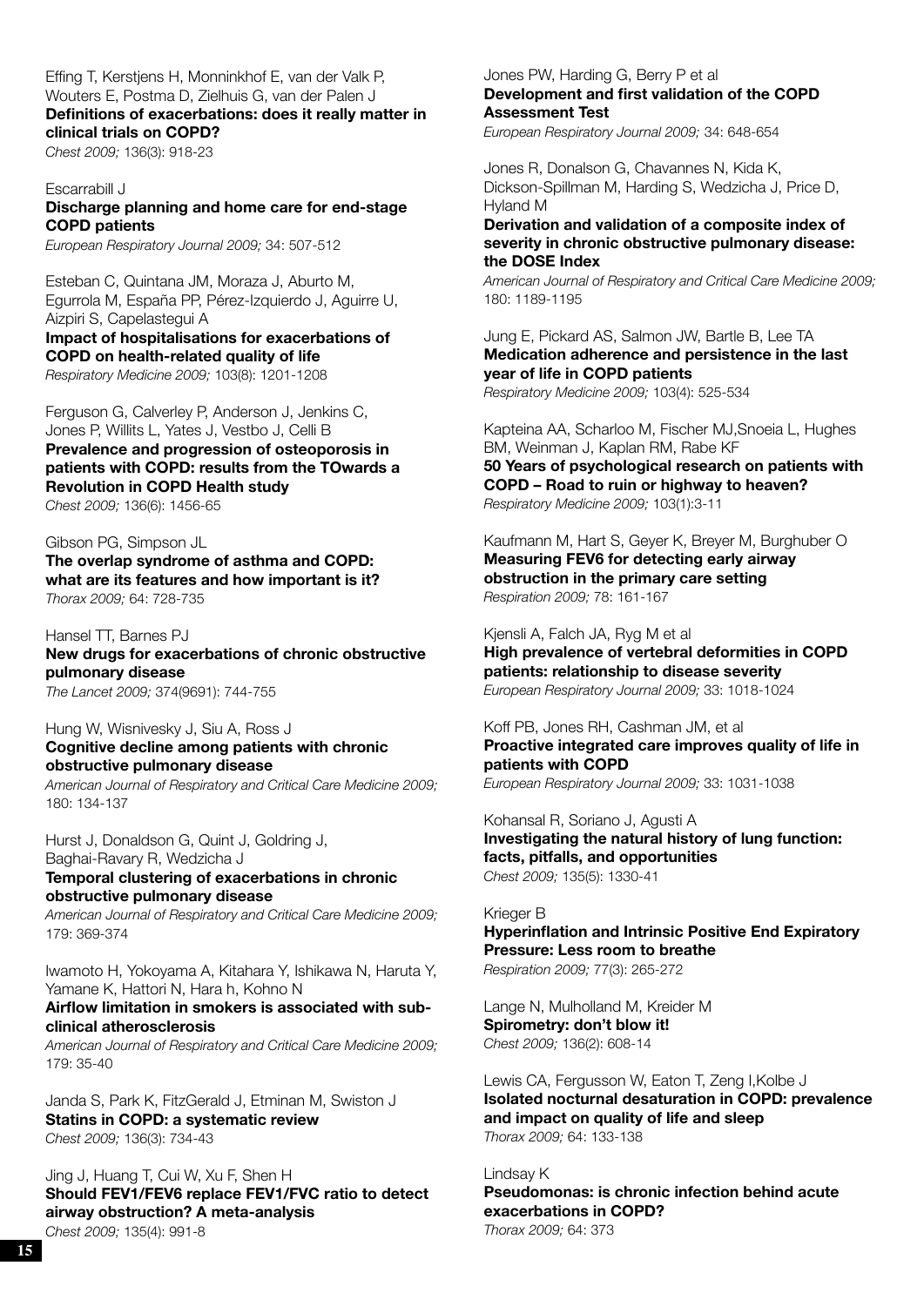Effing T, Kerstjens H, Monninkhof E, van der Valk P, Wouters E, Postma D, Zielhuis G, van der Palen J
**Definitions of exacerbations: does it really matter in clinical trials on COPD?**
*Chest 2009;* 136(3): 918-23

Escarrabill J
**Discharge planning and home care for end-stage COPD patients**
*European Respiratory Journal 2009;* 34: 507-512

Esteban C, Quintana JM, Moraza J, Aburto M, Egurrola M, España PP, Pérez-Izquierdo J, Aguirre U, Aizpiri S, Capelastegui A
**Impact of hospitalisations for exacerbations of COPD on health-related quality of life**
*Respiratory Medicine 2009;* 103(8): 1201-1208

Ferguson G, Calverley P, Anderson J, Jenkins C, Jones P, Willits L, Yates J, Vestbo J, Celli B
**Prevalence and progression of osteoporosis in patients with COPD: results from the TOwards a Revolution in COPD Health study**
*Chest 2009;* 136(6): 1456-65

Gibson PG, Simpson JL
**The overlap syndrome of asthma and COPD: what are its features and how important is it?**
*Thorax 2009;* 64: 728-735

Hansel TT, Barnes PJ
**New drugs for exacerbations of chronic obstructive pulmonary disease**
*The Lancet 2009;* 374(9691): 744-755

Hung W, Wisnivesky J, Siu A, Ross J
**Cognitive decline among patients with chronic obstructive pulmonary disease**
*American Journal of Respiratory and Critical Care Medicine 2009;* 180: 134-137

Hurst J, Donaldson G, Quint J, Goldring J, Baghai-Ravary R, Wedzicha J
**Temporal clustering of exacerbations in chronic obstructive pulmonary disease**
*American Journal of Respiratory and Critical Care Medicine 2009;* 179: 369-374

Iwamoto H, Yokoyama A, Kitahara Y, Ishikawa N, Haruta Y, Yamane K, Hattori N, Hara h, Kohno N
**Airflow limitation in smokers is associated with sub-clinical atherosclerosis**
*American Journal of Respiratory and Critical Care Medicine 2009;* 179: 35-40

Janda S, Park K, FitzGerald J, Etminan M, Swiston J
**Statins in COPD: a systematic review**
*Chest 2009;* 136(3): 734-43

Jing J, Huang T, Cui W, Xu F, Shen H
**Should FEV1/FEV6 replace FEV1/FVC ratio to detect airway obstruction? A meta-analysis**
*Chest 2009;* 135(4): 991-8

Jones PW, Harding G, Berry P et al
**Development and first validation of the COPD Assessment Test**
*European Respiratory Journal 2009;* 34: 648-654

Jones R, Donalson G, Chavannes N, Kida K, Dickson-Spillman M, Harding S, Wedzicha J, Price D, Hyland M
**Derivation and validation of a composite index of severity in chronic obstructive pulmonary disease: the DOSE Index**
*American Journal of Respiratory and Critical Care Medicine 2009;* 180: 1189-1195

Jung E, Pickard AS, Salmon JW, Bartle B, Lee TA
**Medication adherence and persistence in the last year of life in COPD patients**
*Respiratory Medicine 2009;* 103(4): 525-534

Kapteina AA, Scharloo M, Fischer MJ,Snoeia L, Hughes BM, Weinman J, Kaplan RM, Rabe KF
**50 Years of psychological research on patients with COPD – Road to ruin or highway to heaven?**
*Respiratory Medicine 2009;* 103(1):3-11

Kaufmann M, Hart S, Geyer K, Breyer M, Burghuber O
**Measuring FEV6 for detecting early airway obstruction in the primary care setting**
*Respiration 2009;* 78: 161-167

Kjensli A, Falch JA, Ryg M et al
**High prevalence of vertebral deformities in COPD patients: relationship to disease severity**
*European Respiratory Journal 2009;* 33: 1018-1024

Koff PB, Jones RH, Cashman JM, et al
**Proactive integrated care improves quality of life in patients with COPD**
*European Respiratory Journal 2009;* 33: 1031-1038

Kohansal R, Soriano J, Agusti A
**Investigating the natural history of lung function: facts, pitfalls, and opportunities**
*Chest 2009;* 135(5): 1330-41

Krieger B
**Hyperinflation and Intrinsic Positive End Expiratory Pressure: Less room to breathe**
*Respiration 2009;* 77(3): 265-272

Lange N, Mulholland M, Kreider M
**Spirometry: don't blow it!**
*Chest 2009;* 136(2): 608-14

Lewis CA, Fergusson W, Eaton T, Zeng I,Kolbe J
**Isolated nocturnal desaturation in COPD: prevalence and impact on quality of life and sleep**
*Thorax 2009;* 64: 133-138

Lindsay K
**Pseudomonas: is chronic infection behind acute exacerbations in COPD?**
*Thorax 2009;* 64: 373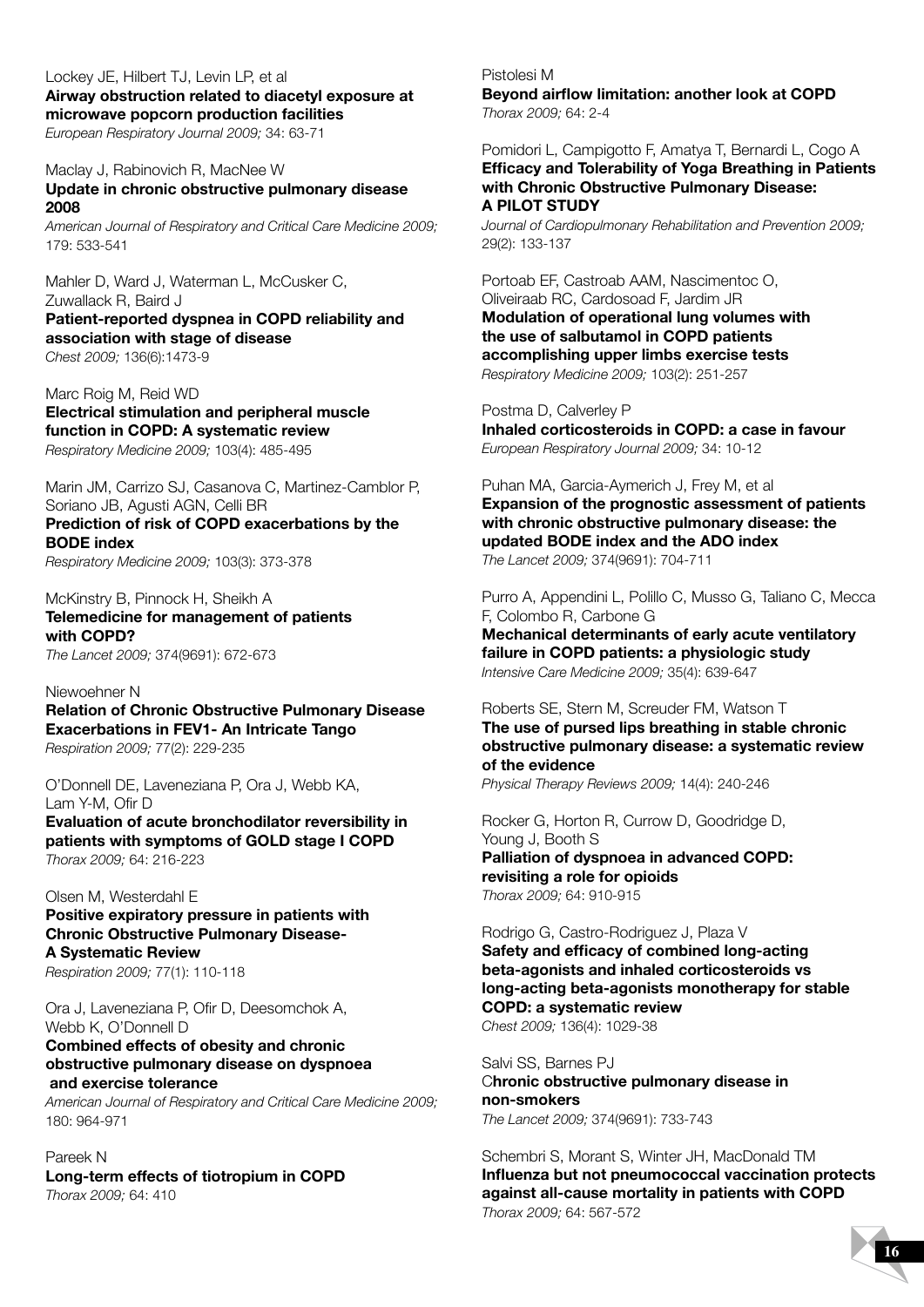Lockey JE, Hilbert TJ, Levin LP, et al
**Airway obstruction related to diacetyl exposure at microwave popcorn production facilities**
*European Respiratory Journal 2009;* 34: 63-71

Maclay J, Rabinovich R, MacNee W
**Update in chronic obstructive pulmonary disease 2008**
*American Journal of Respiratory and Critical Care Medicine 2009;* 179: 533-541

Mahler D, Ward J, Waterman L, McCusker C, Zuwallack R, Baird J
**Patient-reported dyspnea in COPD reliability and association with stage of disease**
*Chest 2009;* 136(6):1473-9

Marc Roig M, Reid WD
**Electrical stimulation and peripheral muscle function in COPD: A systematic review**
*Respiratory Medicine 2009;* 103(4): 485-495

Marin JM, Carrizo SJ, Casanova C, Martinez-Camblor P, Soriano JB, Agusti AGN, Celli BR
**Prediction of risk of COPD exacerbations by the BODE index**
*Respiratory Medicine 2009;* 103(3): 373-378

McKinstry B, Pinnock H, Sheikh A
**Telemedicine for management of patients with COPD?**
*The Lancet 2009;* 374(9691): 672-673

Niewoehner N
**Relation of Chronic Obstructive Pulmonary Disease Exacerbations in FEV1- An Intricate Tango**
*Respiration 2009;* 77(2): 229-235

O'Donnell DE, Laveneziana P, Ora J, Webb KA, Lam Y-M, Ofir D
**Evaluation of acute bronchodilator reversibility in patients with symptoms of GOLD stage I COPD**
*Thorax 2009;* 64: 216-223

Olsen M, Westerdahl E
**Positive expiratory pressure in patients with Chronic Obstructive Pulmonary Disease- A Systematic Review**
*Respiration 2009;* 77(1): 110-118

Ora J, Laveneziana P, Ofir D, Deesomchok A, Webb K, O'Donnell D
**Combined effects of obesity and chronic obstructive pulmonary disease on dyspnoea and exercise tolerance**
*American Journal of Respiratory and Critical Care Medicine 2009;* 180: 964-971

Pareek N
**Long-term effects of tiotropium in COPD**
*Thorax 2009;* 64: 410

Pistolesi M
**Beyond airflow limitation: another look at COPD**
*Thorax 2009;* 64: 2-4

Pomidori L, Campigotto F, Amatya T, Bernardi L, Cogo A
**Efficacy and Tolerability of Yoga Breathing in Patients with Chronic Obstructive Pulmonary Disease: A PILOT STUDY**
*Journal of Cardiopulmonary Rehabilitation and Prevention 2009;* 29(2): 133-137

Portoab EF, Castroab AAM, Nascimentoc O, Oliveiraab RC, Cardosoad F, Jardim JR
**Modulation of operational lung volumes with the use of salbutamol in COPD patients accomplishing upper limbs exercise tests**
*Respiratory Medicine 2009;* 103(2): 251-257

Postma D, Calverley P
**Inhaled corticosteroids in COPD: a case in favour**
*European Respiratory Journal 2009;* 34: 10-12

Puhan MA, Garcia-Aymerich J, Frey M, et al
**Expansion of the prognostic assessment of patients with chronic obstructive pulmonary disease: the updated BODE index and the ADO index**
*The Lancet 2009;* 374(9691): 704-711

Purro A, Appendini L, Polillo C, Musso G, Taliano C, Mecca F, Colombo R, Carbone G
**Mechanical determinants of early acute ventilatory failure in COPD patients: a physiologic study**
*Intensive Care Medicine 2009;* 35(4): 639-647

Roberts SE, Stern M, Screuder FM, Watson T
**The use of pursed lips breathing in stable chronic obstructive pulmonary disease: a systematic review of the evidence**
*Physical Therapy Reviews 2009;* 14(4): 240-246

Rocker G, Horton R, Currow D, Goodridge D, Young J, Booth S
**Palliation of dyspnoea in advanced COPD: revisiting a role for opioids**
*Thorax 2009;* 64: 910-915

Rodrigo G, Castro-Rodriguez J, Plaza V
**Safety and efficacy of combined long-acting beta-agonists and inhaled corticosteroids vs long-acting beta-agonists monotherapy for stable COPD: a systematic review**
*Chest 2009;* 136(4): 1029-38

Salvi SS, Barnes PJ
C**hronic obstructive pulmonary disease in non-smokers**
*The Lancet 2009;* 374(9691): 733-743

Schembri S, Morant S, Winter JH, MacDonald TM
**Influenza but not pneumococcal vaccination protects against all-cause mortality in patients with COPD**
*Thorax 2009;* 64: 567-572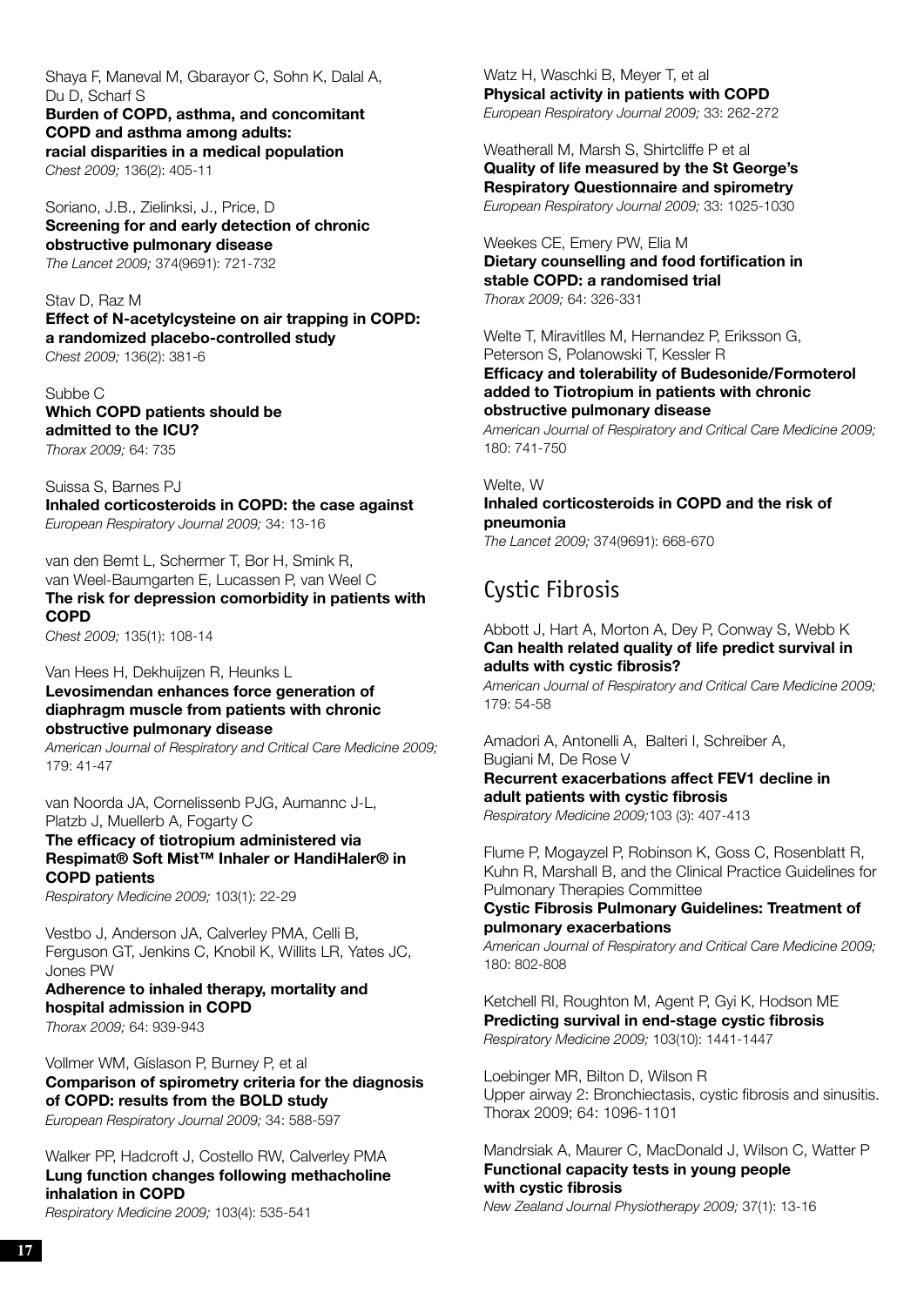Shaya F, Maneval M, Gbarayor C, Sohn K, Dalal A, Du D, Scharf S
**Burden of COPD, asthma, and concomitant COPD and asthma among adults: racial disparities in a medical population**
*Chest 2009;* 136(2): 405-11

Soriano, J.B., Zielinksi, J., Price, D
**Screening for and early detection of chronic obstructive pulmonary disease**
*The Lancet 2009;* 374(9691): 721-732

Stav D, Raz M
**Effect of N-acetylcysteine on air trapping in COPD: a randomized placebo-controlled study**
*Chest 2009;* 136(2): 381-6

Subbe C
**Which COPD patients should be admitted to the ICU?**
*Thorax 2009;* 64: 735

Suissa S, Barnes PJ
**Inhaled corticosteroids in COPD: the case against**
*European Respiratory Journal 2009;* 34: 13-16

van den Bemt L, Schermer T, Bor H, Smink R, van Weel-Baumgarten E, Lucassen P, van Weel C
**The risk for depression comorbidity in patients with COPD**
*Chest 2009;* 135(1): 108-14

Van Hees H, Dekhuijzen R, Heunks L
**Levosimendan enhances force generation of diaphragm muscle from patients with chronic obstructive pulmonary disease**
*American Journal of Respiratory and Critical Care Medicine 2009;* 179: 41-47

van Noorda JA, Cornelissenb PJG, Aumannc J-L, Platzb J, Muellerb A, Fogarty C
**The efficacy of tiotropium administered via Respimat® Soft Mist™ Inhaler or HandiHaler® in COPD patients**
*Respiratory Medicine 2009;* 103(1): 22-29

Vestbo J, Anderson JA, Calverley PMA, Celli B, Ferguson GT, Jenkins C, Knobil K, Willits LR, Yates JC, Jones PW
**Adherence to inhaled therapy, mortality and hospital admission in COPD**
*Thorax 2009;* 64: 939-943

Vollmer WM, Gíslason P, Burney P, et al
**Comparison of spirometry criteria for the diagnosis of COPD: results from the BOLD study**
*European Respiratory Journal 2009;* 34: 588-597

Walker PP, Hadcroft J, Costello RW, Calverley PMA
**Lung function changes following methacholine inhalation in COPD**
*Respiratory Medicine 2009;* 103(4): 535-541

Watz H, Waschki B, Meyer T, et al
**Physical activity in patients with COPD**
*European Respiratory Journal 2009;* 33: 262-272

Weatherall M, Marsh S, Shirtcliffe P et al
**Quality of life measured by the St George's Respiratory Questionnaire and spirometry**
*European Respiratory Journal 2009;* 33: 1025-1030

Weekes CE, Emery PW, Elia M
**Dietary counselling and food fortification in stable COPD: a randomised trial**
*Thorax 2009;* 64: 326-331

Welte T, Miravitlles M, Hernandez P, Eriksson G, Peterson S, Polanowski T, Kessler R
**Efficacy and tolerability of Budesonide/Formoterol added to Tiotropium in patients with chronic obstructive pulmonary disease**
*American Journal of Respiratory and Critical Care Medicine 2009;* 180: 741-750

Welte, W
**Inhaled corticosteroids in COPD and the risk of pneumonia**
*The Lancet 2009;* 374(9691): 668-670

## Cystic Fibrosis

Abbott J, Hart A, Morton A, Dey P, Conway S, Webb K
**Can health related quality of life predict survival in adults with cystic fibrosis?**
*American Journal of Respiratory and Critical Care Medicine 2009;* 179: 54-58

Amadori A, Antonelli A, Balteri I, Schreiber A, Bugiani M, De Rose V
**Recurrent exacerbations affect FEV1 decline in adult patients with cystic fibrosis**
*Respiratory Medicine 2009;*103 (3): 407-413

Flume P, Mogayzel P, Robinson K, Goss C, Rosenblatt R, Kuhn R, Marshall B, and the Clinical Practice Guidelines for Pulmonary Therapies Committee
**Cystic Fibrosis Pulmonary Guidelines: Treatment of pulmonary exacerbations**
*American Journal of Respiratory and Critical Care Medicine 2009;* 180: 802-808

Ketchell RI, Roughton M, Agent P, Gyi K, Hodson ME
**Predicting survival in end-stage cystic fibrosis**
*Respiratory Medicine 2009;* 103(10): 1441-1447

Loebinger MR, Bilton D, Wilson R
Upper airway 2: Bronchiectasis, cystic fibrosis and sinusitis. Thorax 2009; 64: 1096-1101

Mandrsiak A, Maurer C, MacDonald J, Wilson C, Watter P
**Functional capacity tests in young people with cystic fibrosis**
*New Zealand Journal Physiotherapy 2009;* 37(1): 13-16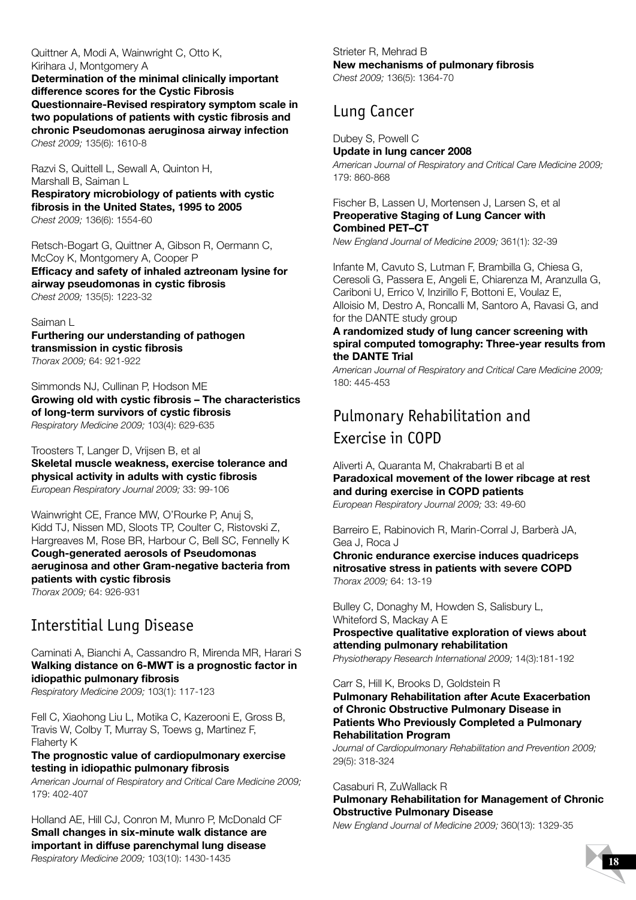Quittner A, Modi A, Wainwright C, Otto K, Kirihara J, Montgomery A
**Determination of the minimal clinically important difference scores for the Cystic Fibrosis Questionnaire-Revised respiratory symptom scale in two populations of patients with cystic fibrosis and chronic Pseudomonas aeruginosa airway infection**
*Chest 2009;* 135(6): 1610-8

Razvi S, Quittell L, Sewall A, Quinton H, Marshall B, Saiman L
**Respiratory microbiology of patients with cystic fibrosis in the United States, 1995 to 2005**
*Chest 2009;* 136(6): 1554-60

Retsch-Bogart G, Quittner A, Gibson R, Oermann C, McCoy K, Montgomery A, Cooper P
**Efficacy and safety of inhaled aztreonam lysine for airway pseudomonas in cystic fibrosis**
*Chest 2009;* 135(5): 1223-32

Saiman L
**Furthering our understanding of pathogen transmission in cystic fibrosis**
*Thorax 2009;* 64: 921-922

Simmonds NJ, Cullinan P, Hodson ME
**Growing old with cystic fibrosis – The characteristics of long-term survivors of cystic fibrosis**
*Respiratory Medicine 2009;* 103(4): 629-635

Troosters T, Langer D, Vrijsen B, et al
**Skeletal muscle weakness, exercise tolerance and physical activity in adults with cystic fibrosis**
*European Respiratory Journal 2009;* 33: 99-106

Wainwright CE, France MW, O'Rourke P, Anuj S, Kidd TJ, Nissen MD, Sloots TP, Coulter C, Ristovski Z, Hargreaves M, Rose BR, Harbour C, Bell SC, Fennelly K
**Cough-generated aerosols of Pseudomonas aeruginosa and other Gram-negative bacteria from patients with cystic fibrosis**
*Thorax 2009;* 64: 926-931

## Interstitial Lung Disease

Caminati A, Bianchi A, Cassandro R, Mirenda MR, Harari S
**Walking distance on 6-MWT is a prognostic factor in idiopathic pulmonary fibrosis**
*Respiratory Medicine 2009;* 103(1): 117-123

Fell C, Xiaohong Liu L, Motika C, Kazerooni E, Gross B, Travis W, Colby T, Murray S, Toews g, Martinez F, Flaherty K
**The prognostic value of cardiopulmonary exercise testing in idiopathic pulmonary fibrosis**
*American Journal of Respiratory and Critical Care Medicine 2009;* 179: 402-407

Holland AE, Hill CJ, Conron M, Munro P, McDonald CF
**Small changes in six-minute walk distance are important in diffuse parenchymal lung disease**
*Respiratory Medicine 2009;* 103(10): 1430-1435

Strieter R, Mehrad B
**New mechanisms of pulmonary fibrosis**
*Chest 2009;* 136(5): 1364-70

## Lung Cancer

Dubey S, Powell C
**Update in lung cancer 2008**
*American Journal of Respiratory and Critical Care Medicine 2009;* 179: 860-868

Fischer B, Lassen U, Mortensen J, Larsen S, et al
**Preoperative Staging of Lung Cancer with Combined PET–CT**
*New England Journal of Medicine 2009;* 361(1): 32-39

Infante M, Cavuto S, Lutman F, Brambilla G, Chiesa G, Ceresoli G, Passera E, Angeli E, Chiarenza M, Aranzulla G, Cariboni U, Errico V, Inzirillo F, Bottoni E, Voulaz E, Alloisio M, Destro A, Roncalli M, Santoro A, Ravasi G, and for the DANTE study group
**A randomized study of lung cancer screening with spiral computed tomography: Three-year results from the DANTE Trial**
*American Journal of Respiratory and Critical Care Medicine 2009;* 180: 445-453

## Pulmonary Rehabilitation and Exercise in COPD

Aliverti A, Quaranta M, Chakrabarti B et al
**Paradoxical movement of the lower ribcage at rest and during exercise in COPD patients**
*European Respiratory Journal 2009;* 33: 49-60

Barreiro E, Rabinovich R, Marin-Corral J, Barberà JA, Gea J, Roca J
**Chronic endurance exercise induces quadriceps nitrosative stress in patients with severe COPD**
*Thorax 2009;* 64: 13-19

Bulley C, Donaghy M, Howden S, Salisbury L, Whiteford S, Mackay A E
**Prospective qualitative exploration of views about attending pulmonary rehabilitation**
*Physiotherapy Research International 2009;* 14(3):181-192

Carr S, Hill K, Brooks D, Goldstein R
**Pulmonary Rehabilitation after Acute Exacerbation of Chronic Obstructive Pulmonary Disease in Patients Who Previously Completed a Pulmonary Rehabilitation Program**
*Journal of Cardiopulmonary Rehabilitation and Prevention 2009;* 29(5): 318-324

Casaburi R, ZuWallack R
**Pulmonary Rehabilitation for Management of Chronic Obstructive Pulmonary Disease**
*New England Journal of Medicine 2009;* 360(13): 1329-35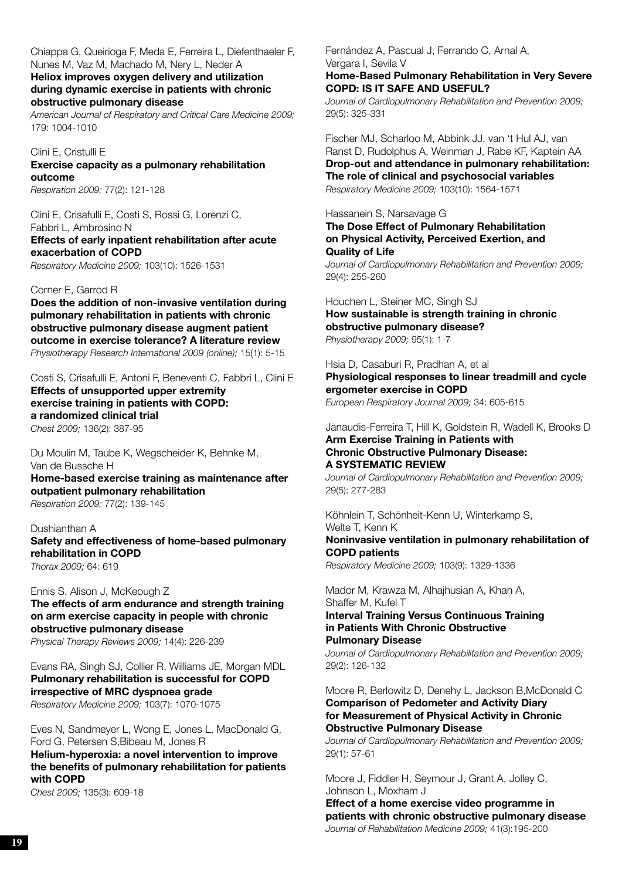Chiappa G, Queirioga F, Meda E, Ferreira L, Diefenthaeler F, Nunes M, Vaz M, Machado M, Nery L, Neder A
**Heliox improves oxygen delivery and utilization during dynamic exercise in patients with chronic obstructive pulmonary disease**
*American Journal of Respiratory and Critical Care Medicine 2009;* 179: 1004-1010

Clini E, Cristulli E
**Exercise capacity as a pulmonary rehabilitation outcome**
*Respiration 2009;* 77(2): 121-128

Clini E, Crisafulli E, Costi S, Rossi G, Lorenzi C, Fabbri L, Ambrosino N
**Effects of early inpatient rehabilitation after acute exacerbation of COPD**
*Respiratory Medicine 2009;* 103(10): 1526-1531

Corner E, Garrod R
**Does the addition of non-invasive ventilation during pulmonary rehabilitation in patients with chronic obstructive pulmonary disease augment patient outcome in exercise tolerance? A literature review**
*Physiotherapy Research International 2009 (online);* 15(1): 5-15

Costi S, Crisafulli E, Antoni F, Beneventi C, Fabbri L, Clini E
**Effects of unsupported upper extremity exercise training in patients with COPD: a randomized clinical trial**
*Chest 2009;* 136(2): 387-95

Du Moulin M, Taube K, Wegscheider K, Behnke M, Van de Bussche H
**Home-based exercise training as maintenance after outpatient pulmonary rehabilitation**
*Respiration 2009;* 77(2): 139-145

Dushianthan A
**Safety and effectiveness of home-based pulmonary rehabilitation in COPD**
*Thorax 2009;* 64: 619

Ennis S, Alison J, McKeough Z
**The effects of arm endurance and strength training on arm exercise capacity in people with chronic obstructive pulmonary disease**
*Physical Therapy Reviews 2009;* 14(4): 226-239

Evans RA, Singh SJ, Collier R, Williams JE, Morgan MDL
**Pulmonary rehabilitation is successful for COPD irrespective of MRC dyspnoea grade**
*Respiratory Medicine 2009;* 103(7): 1070-1075

Eves N, Sandmeyer L, Wong E, Jones L, MacDonald G, Ford G, Petersen S,Bibeau M, Jones R
**Helium-hyperoxia: a novel intervention to improve the benefits of pulmonary rehabilitation for patients with COPD**
*Chest 2009;* 135(3): 609-18

Fernández A, Pascual J, Ferrando C, Arnal A, Vergara I, Sevila V
**Home-Based Pulmonary Rehabilitation in Very Severe COPD: IS IT SAFE AND USEFUL?**
*Journal of Cardiopulmonary Rehabilitation and Prevention 2009;* 29(5): 325-331

Fischer MJ, Scharloo M, Abbink JJ, van 't Hul AJ, van Ranst D, Rudolphus A, Weinman J, Rabe KF, Kaptein AA
**Drop-out and attendance in pulmonary rehabilitation: The role of clinical and psychosocial variables**
*Respiratory Medicine 2009;* 103(10): 1564-1571

Hassanein S, Narsavage G
**The Dose Effect of Pulmonary Rehabilitation on Physical Activity, Perceived Exertion, and Quality of Life**
*Journal of Cardiopulmonary Rehabilitation and Prevention 2009;* 29(4): 255-260

Houchen L, Steiner MC, Singh SJ
**How sustainable is strength training in chronic obstructive pulmonary disease?**
*Physiotherapy 2009;* 95(1): 1-7

Hsia D, Casaburi R, Pradhan A, et al
**Physiological responses to linear treadmill and cycle ergometer exercise in COPD**
*European Respiratory Journal 2009;* 34: 605-615

Janaudis-Ferreira T, Hill K, Goldstein R, Wadell K, Brooks D
**Arm Exercise Training in Patients with Chronic Obstructive Pulmonary Disease: A SYSTEMATIC REVIEW**
*Journal of Cardiopulmonary Rehabilitation and Prevention 2009;* 29(5): 277-283

Köhnlein T, Schönheit-Kenn U, Winterkamp S, Welte T, Kenn K
**Noninvasive ventilation in pulmonary rehabilitation of COPD patients**
*Respiratory Medicine 2009;* 103(9): 1329-1336

Mador M, Krawza M, Alhajhusian A, Khan A, Shaffer M, Kufel T
**Interval Training Versus Continuous Training in Patients With Chronic Obstructive Pulmonary Disease**
*Journal of Cardiopulmonary Rehabilitation and Prevention 2009;* 29(2): 126-132

Moore R, Berlowitz D, Denehy L, Jackson B,McDonald C
**Comparison of Pedometer and Activity Diary for Measurement of Physical Activity in Chronic Obstructive Pulmonary Disease**
*Journal of Cardiopulmonary Rehabilitation and Prevention 2009;* 29(1): 57-61

Moore J, Fiddler H, Seymour J, Grant A, Jolley C, Johnson L, Moxham J
**Effect of a home exercise video programme in patients with chronic obstructive pulmonary disease**
*Journal of Rehabilitation Medicine 2009;* 41(3):195-200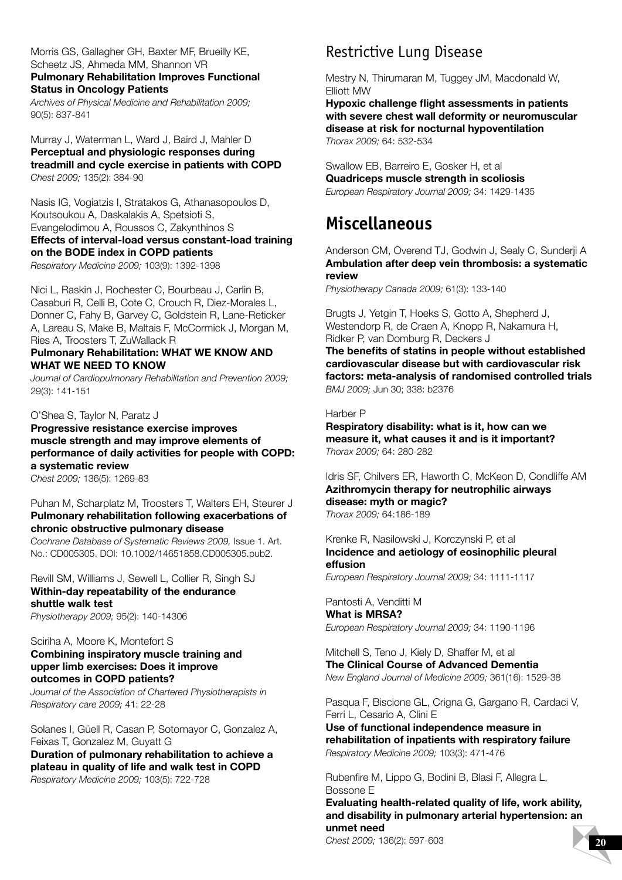Morris GS, Gallagher GH, Baxter MF, Brueilly KE, Scheetz JS, Ahmeda MM, Shannon VR
**Pulmonary Rehabilitation Improves Functional Status in Oncology Patients**
*Archives of Physical Medicine and Rehabilitation 2009;* 90(5): 837-841

Murray J, Waterman L, Ward J, Baird J, Mahler D
**Perceptual and physiologic responses during treadmill and cycle exercise in patients with COPD**
*Chest 2009;* 135(2): 384-90

Nasis IG, Vogiatzis I, Stratakos G, Athanasopoulos D, Koutsoukou A, Daskalakis A, Spetsioti S, Evangelodimou A, Roussos C, Zakynthinos S
**Effects of interval-load versus constant-load training on the BODE index in COPD patients**
*Respiratory Medicine 2009;* 103(9): 1392-1398

Nici L, Raskin J, Rochester C, Bourbeau J, Carlin B, Casaburi R, Celli B, Cote C, Crouch R, Diez-Morales L, Donner C, Fahy B, Garvey C, Goldstein R, Lane-Reticker A, Lareau S, Make B, Maltais F, McCormick J, Morgan M, Ries A, Troosters T, ZuWallack R
**Pulmonary Rehabilitation: WHAT WE KNOW AND WHAT WE NEED TO KNOW**
*Journal of Cardiopulmonary Rehabilitation and Prevention 2009;* 29(3): 141-151

O'Shea S, Taylor N, Paratz J
**Progressive resistance exercise improves muscle strength and may improve elements of performance of daily activities for people with COPD: a systematic review**
*Chest 2009;* 136(5): 1269-83

Puhan M, Scharplatz M, Troosters T, Walters EH, Steurer J
**Pulmonary rehabilitation following exacerbations of chronic obstructive pulmonary disease**
*Cochrane Database of Systematic Reviews 2009,* Issue 1. Art. No.: CD005305. DOI: 10.1002/14651858.CD005305.pub2.

Revill SM, Williams J, Sewell L, Collier R, Singh SJ
**Within-day repeatability of the endurance shuttle walk test**
*Physiotherapy 2009;* 95(2): 140-14306

Sciriha A, Moore K, Montefort S
**Combining inspiratory muscle training and upper limb exercises: Does it improve outcomes in COPD patients?**
*Journal of the Association of Chartered Physiotherapists in Respiratory care 2009;* 41: 22-28

Solanes I, Güell R, Casan P, Sotomayor C, Gonzalez A, Feixas T, Gonzalez M, Guyatt G
**Duration of pulmonary rehabilitation to achieve a plateau in quality of life and walk test in COPD**
*Respiratory Medicine 2009;* 103(5): 722-728

## Restrictive Lung Disease

Mestry N, Thirumaran M, Tuggey JM, Macdonald W, Elliott MW
**Hypoxic challenge flight assessments in patients with severe chest wall deformity or neuromuscular disease at risk for nocturnal hypoventilation**
*Thorax 2009;* 64: 532-534

Swallow EB, Barreiro E, Gosker H, et al
**Quadriceps muscle strength in scoliosis**
*European Respiratory Journal 2009;* 34: 1429-1435

# Miscellaneous

Anderson CM, Overend TJ, Godwin J, Sealy C, Sunderji A
**Ambulation after deep vein thrombosis: a systematic review**
*Physiotherapy Canada 2009;* 61(3): 133-140

Brugts J, Yetgin T, Hoeks S, Gotto A, Shepherd J, Westendorp R, de Craen A, Knopp R, Nakamura H, Ridker P, van Domburg R, Deckers J
**The benefits of statins in people without established cardiovascular disease but with cardiovascular risk factors: meta-analysis of randomised controlled trials**
*BMJ 2009;* Jun 30; 338: b2376

Harber P
**Respiratory disability: what is it, how can we measure it, what causes it and is it important?**
*Thorax 2009;* 64: 280-282

Idris SF, Chilvers ER, Haworth C, McKeon D, Condliffe AM
**Azithromycin therapy for neutrophilic airways disease: myth or magic?**
*Thorax 2009;* 64:186-189

Krenke R, Nasilowski J, Korczynski P, et al
**Incidence and aetiology of eosinophilic pleural effusion**
*European Respiratory Journal 2009;* 34: 1111-1117

Pantosti A, Venditti M
**What is MRSA?**
*European Respiratory Journal 2009;* 34: 1190-1196

Mitchell S, Teno J, Kiely D, Shaffer M, et al
**The Clinical Course of Advanced Dementia**
*New England Journal of Medicine 2009;* 361(16): 1529-38

Pasqua F, Biscione GL, Crigna G, Gargano R, Cardaci V, Ferri L, Cesario A, Clini E
**Use of functional independence measure in rehabilitation of inpatients with respiratory failure**
*Respiratory Medicine 2009;* 103(3): 471-476

Rubenfire M, Lippo G, Bodini B, Blasi F, Allegra L, Bossone E
**Evaluating health-related quality of life, work ability, and disability in pulmonary arterial hypertension: an unmet need**
*Chest 2009;* 136(2): 597-603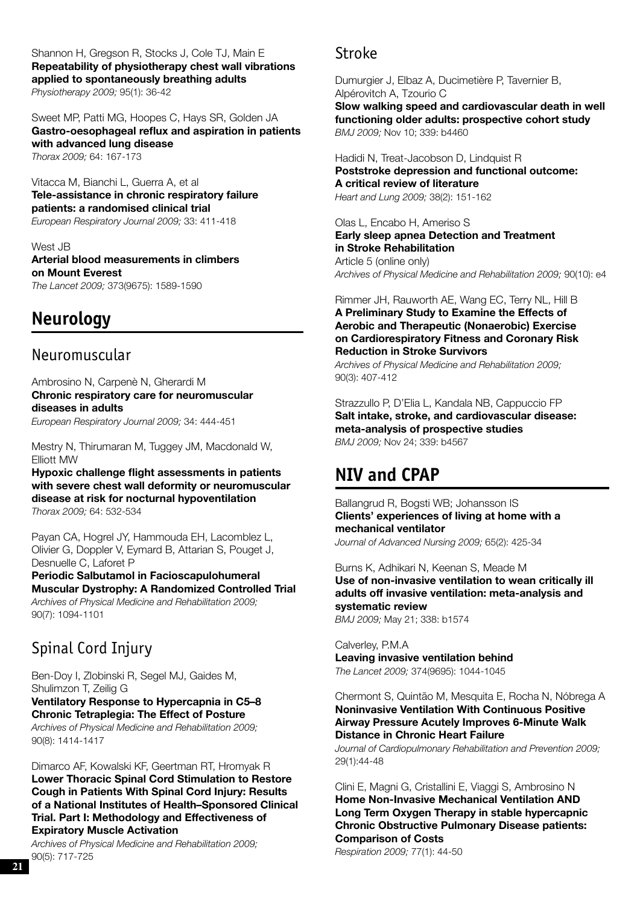Shannon H, Gregson R, Stocks J, Cole TJ, Main E
**Repeatability of physiotherapy chest wall vibrations applied to spontaneously breathing adults**
*Physiotherapy 2009;* 95(1): 36-42

Sweet MP, Patti MG, Hoopes C, Hays SR, Golden JA
**Gastro-oesophageal reflux and aspiration in patients with advanced lung disease**
*Thorax 2009;* 64: 167-173

Vitacca M, Bianchi L, Guerra A, et al
**Tele-assistance in chronic respiratory failure patients: a randomised clinical trial**
*European Respiratory Journal 2009;* 33: 411-418

West JB
**Arterial blood measurements in climbers on Mount Everest**
*The Lancet 2009;* 373(9675): 1589-1590

# Neurology

## Neuromuscular

Ambrosino N, Carpenè N, Gherardi M
**Chronic respiratory care for neuromuscular diseases in adults**
*European Respiratory Journal 2009;* 34: 444-451

Mestry N, Thirumaran M, Tuggey JM, Macdonald W, Elliott MW
**Hypoxic challenge flight assessments in patients with severe chest wall deformity or neuromuscular disease at risk for nocturnal hypoventilation**
*Thorax 2009;* 64: 532-534

Payan CA, Hogrel JY, Hammouda EH, Lacomblez L, Olivier G, Doppler V, Eymard B, Attarian S, Pouget J, Desnuelle C, Laforet P
**Periodic Salbutamol in Facioscapulohumeral Muscular Dystrophy: A Randomized Controlled Trial**
*Archives of Physical Medicine and Rehabilitation 2009;* 90(7): 1094-1101

## Spinal Cord Injury

Ben-Doy I, Zlobinski R, Segel MJ, Gaides M, Shulimzon T, Zeilig G
**Ventilatory Response to Hypercapnia in C5–8 Chronic Tetraplegia: The Effect of Posture**
*Archives of Physical Medicine and Rehabilitation 2009;* 90(8): 1414-1417

Dimarco AF, Kowalski KF, Geertman RT, Hromyak R
**Lower Thoracic Spinal Cord Stimulation to Restore Cough in Patients With Spinal Cord Injury: Results of a National Institutes of Health–Sponsored Clinical Trial. Part I: Methodology and Effectiveness of Expiratory Muscle Activation**
*Archives of Physical Medicine and Rehabilitation 2009;* 90(5): 717-725

## Stroke

Dumurgier J, Elbaz A, Ducimetière P, Tavernier B, Alpérovitch A, Tzourio C
**Slow walking speed and cardiovascular death in well functioning older adults: prospective cohort study**
*BMJ 2009;* Nov 10; 339: b4460

Hadidi N, Treat-Jacobson D, Lindquist R
**Poststroke depression and functional outcome: A critical review of literature**
*Heart and Lung 2009;* 38(2): 151-162

Olas L, Encabo H, Ameriso S
**Early sleep apnea Detection and Treatment in Stroke Rehabilitation**
Article 5 (online only)
*Archives of Physical Medicine and Rehabilitation 2009;* 90(10): e4

Rimmer JH, Rauworth AE, Wang EC, Terry NL, Hill B
**A Preliminary Study to Examine the Effects of Aerobic and Therapeutic (Nonaerobic) Exercise on Cardiorespiratory Fitness and Coronary Risk Reduction in Stroke Survivors**
*Archives of Physical Medicine and Rehabilitation 2009;* 90(3): 407-412

Strazzullo P, D'Elia L, Kandala NB, Cappuccio FP
**Salt intake, stroke, and cardiovascular disease: meta-analysis of prospective studies**
*BMJ 2009;* Nov 24; 339: b4567

# NIV and CPAP

Ballangrud R, Bogsti WB; Johansson IS
**Clients' experiences of living at home with a mechanical ventilator**
*Journal of Advanced Nursing 2009;* 65(2): 425-34

Burns K, Adhikari N, Keenan S, Meade M
**Use of non-invasive ventilation to wean critically ill adults off invasive ventilation: meta-analysis and systematic review**
*BMJ 2009;* May 21; 338: b1574

Calverley, P.M.A
**Leaving invasive ventilation behind**
*The Lancet 2009;* 374(9695): 1044-1045

Chermont S, Quintão M, Mesquita E, Rocha N, Nóbrega A
**Noninvasive Ventilation With Continuous Positive Airway Pressure Acutely Improves 6-Minute Walk Distance in Chronic Heart Failure**
*Journal of Cardiopulmonary Rehabilitation and Prevention 2009;* 29(1):44-48

Clini E, Magni G, Cristallini E, Viaggi S, Ambrosino N
**Home Non-Invasive Mechanical Ventilation AND Long Term Oxygen Therapy in stable hypercapnic Chronic Obstructive Pulmonary Disease patients: Comparison of Costs**
*Respiration 2009;* 77(1): 44-50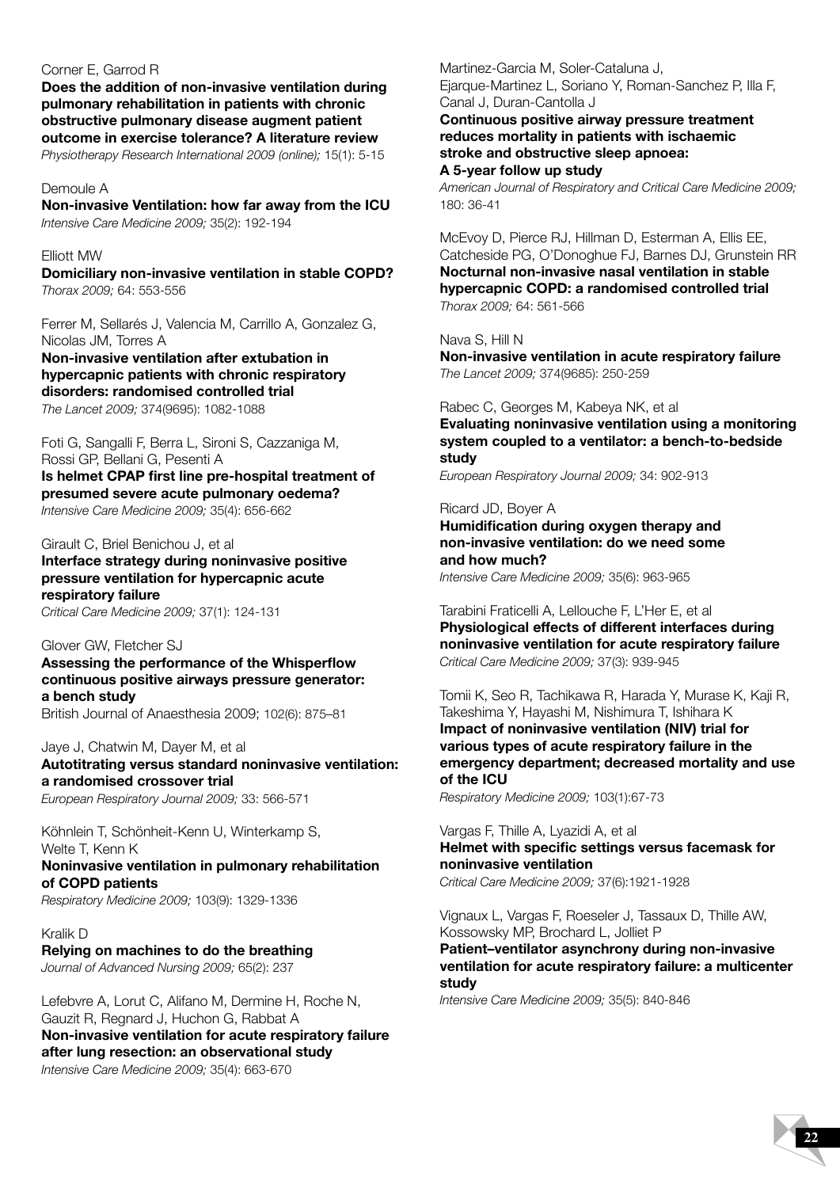Corner E, Garrod R
**Does the addition of non-invasive ventilation during pulmonary rehabilitation in patients with chronic obstructive pulmonary disease augment patient outcome in exercise tolerance? A literature review**
*Physiotherapy Research International 2009 (online);* 15(1): 5-15

Demoule A
**Non-invasive Ventilation: how far away from the ICU**
*Intensive Care Medicine 2009;* 35(2): 192-194

Elliott MW
**Domiciliary non-invasive ventilation in stable COPD?**
*Thorax 2009;* 64: 553-556

Ferrer M, Sellarés J, Valencia M, Carrillo A, Gonzalez G, Nicolas JM, Torres A
**Non-invasive ventilation after extubation in hypercapnic patients with chronic respiratory disorders: randomised controlled trial**
*The Lancet 2009;* 374(9695): 1082-1088

Foti G, Sangalli F, Berra L, Sironi S, Cazzaniga M, Rossi GP, Bellani G, Pesenti A
**Is helmet CPAP first line pre-hospital treatment of presumed severe acute pulmonary oedema?**
*Intensive Care Medicine 2009;* 35(4): 656-662

Girault C, Briel Benichou J, et al
**Interface strategy during noninvasive positive pressure ventilation for hypercapnic acute respiratory failure**
*Critical Care Medicine 2009;* 37(1): 124-131

Glover GW, Fletcher SJ
**Assessing the performance of the Whisperflow continuous positive airways pressure generator: a bench study**
British Journal of Anaesthesia 2009; 102(6): 875–81

Jaye J, Chatwin M, Dayer M, et al
**Autotitrating versus standard noninvasive ventilation: a randomised crossover trial**
*European Respiratory Journal 2009;* 33: 566-571

Köhnlein T, Schönheit-Kenn U, Winterkamp S, Welte T, Kenn K
**Noninvasive ventilation in pulmonary rehabilitation of COPD patients**
*Respiratory Medicine 2009;* 103(9): 1329-1336

Kralik D
**Relying on machines to do the breathing**
*Journal of Advanced Nursing 2009;* 65(2): 237

Lefebvre A, Lorut C, Alifano M, Dermine H, Roche N, Gauzit R, Regnard J, Huchon G, Rabbat A
**Non-invasive ventilation for acute respiratory failure after lung resection: an observational study**
*Intensive Care Medicine 2009;* 35(4): 663-670

Martinez-Garcia M, Soler-Cataluna J, Ejarque-Martinez L, Soriano Y, Roman-Sanchez P, Illa F, Canal J, Duran-Cantolla J
**Continuous positive airway pressure treatment reduces mortality in patients with ischaemic stroke and obstructive sleep apnoea: A 5-year follow up study**
*American Journal of Respiratory and Critical Care Medicine 2009;* 180: 36-41

McEvoy D, Pierce RJ, Hillman D, Esterman A, Ellis EE, Catcheside PG, O'Donoghue FJ, Barnes DJ, Grunstein RR
**Nocturnal non-invasive nasal ventilation in stable hypercapnic COPD: a randomised controlled trial**
*Thorax 2009;* 64: 561-566

Nava S, Hill N
**Non-invasive ventilation in acute respiratory failure**
*The Lancet 2009;* 374(9685): 250-259

Rabec C, Georges M, Kabeya NK, et al
**Evaluating noninvasive ventilation using a monitoring system coupled to a ventilator: a bench-to-bedside study**
*European Respiratory Journal 2009;* 34: 902-913

Ricard JD, Boyer A
**Humidification during oxygen therapy and non-invasive ventilation: do we need some and how much?**
*Intensive Care Medicine 2009;* 35(6): 963-965

Tarabini Fraticelli A, Lellouche F, L'Her E, et al
**Physiological effects of different interfaces during noninvasive ventilation for acute respiratory failure**
*Critical Care Medicine 2009;* 37(3): 939-945

Tomii K, Seo R, Tachikawa R, Harada Y, Murase K, Kaji R, Takeshima Y, Hayashi M, Nishimura T, Ishihara K
**Impact of noninvasive ventilation (NIV) trial for various types of acute respiratory failure in the emergency department; decreased mortality and use of the ICU**
*Respiratory Medicine 2009;* 103(1):67-73

Vargas F, Thille A, Lyazidi A, et al
**Helmet with specific settings versus facemask for noninvasive ventilation**
*Critical Care Medicine 2009;* 37(6):1921-1928

Vignaux L, Vargas F, Roeseler J, Tassaux D, Thille AW, Kossowsky MP, Brochard L, Jolliet P
**Patient–ventilator asynchrony during non-invasive ventilation for acute respiratory failure: a multicenter study**
*Intensive Care Medicine 2009;* 35(5): 840-846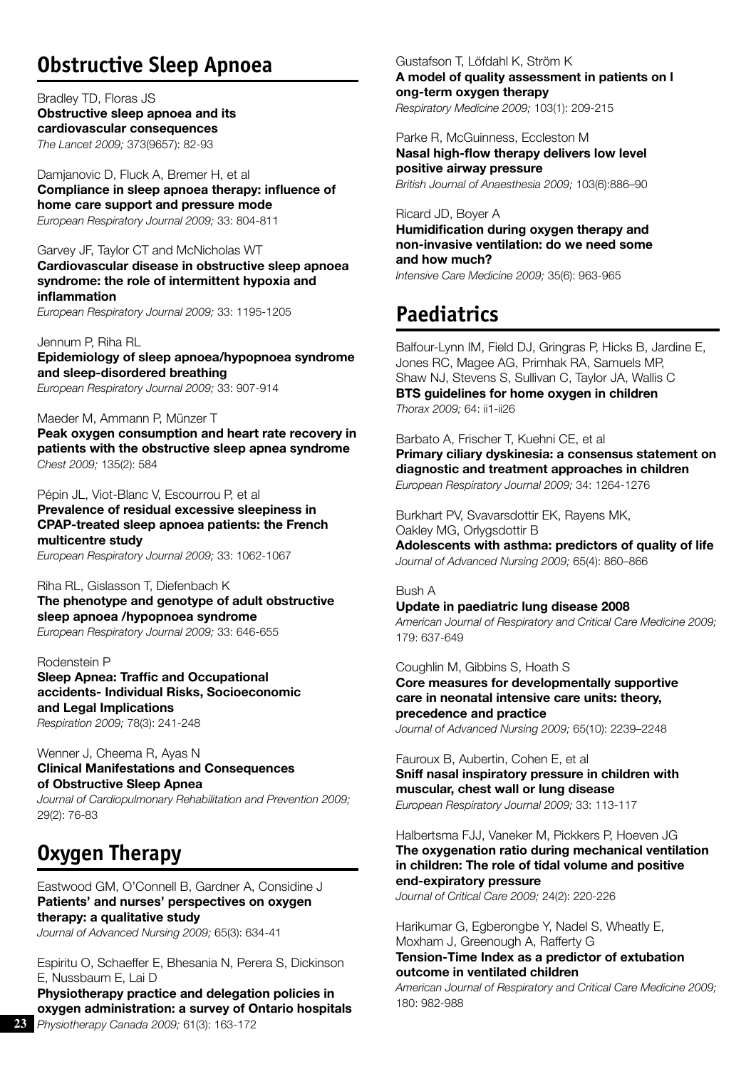## Obstructive Sleep Apnoea

Bradley TD, Floras JS
**Obstructive sleep apnoea and its cardiovascular consequences**
*The Lancet 2009;* 373(9657): 82-93

Damjanovic D, Fluck A, Bremer H, et al
**Compliance in sleep apnoea therapy: influence of home care support and pressure mode**
*European Respiratory Journal 2009;* 33: 804-811

Garvey JF, Taylor CT and McNicholas WT
**Cardiovascular disease in obstructive sleep apnoea syndrome: the role of intermittent hypoxia and inflammation**
*European Respiratory Journal 2009;* 33: 1195-1205

Jennum P, Riha RL
**Epidemiology of sleep apnoea/hypopnoea syndrome and sleep-disordered breathing**
*European Respiratory Journal 2009;* 33: 907-914

Maeder M, Ammann P, Münzer T
**Peak oxygen consumption and heart rate recovery in patients with the obstructive sleep apnea syndrome**
*Chest 2009;* 135(2): 584

Pépin JL, Viot-Blanc V, Escourrou P, et al
**Prevalence of residual excessive sleepiness in CPAP-treated sleep apnoea patients: the French multicentre study**
*European Respiratory Journal 2009;* 33: 1062-1067

Riha RL, Gislasson T, Diefenbach K
**The phenotype and genotype of adult obstructive sleep apnoea /hypopnoea syndrome**
*European Respiratory Journal 2009;* 33: 646-655

Rodenstein P
**Sleep Apnea: Traffic and Occupational accidents- Individual Risks, Socioeconomic and Legal Implications**
*Respiration 2009;* 78(3): 241-248

Wenner J, Cheema R, Ayas N
**Clinical Manifestations and Consequences of Obstructive Sleep Apnea**
*Journal of Cardiopulmonary Rehabilitation and Prevention 2009;* 29(2): 76-83

## Oxygen Therapy

Eastwood GM, O'Connell B, Gardner A, Considine J
**Patients' and nurses' perspectives on oxygen therapy: a qualitative study**
*Journal of Advanced Nursing 2009;* 65(3): 634-41

Espiritu O, Schaeffer E, Bhesania N, Perera S, Dickinson E, Nussbaum E, Lai D
**Physiotherapy practice and delegation policies in oxygen administration: a survey of Ontario hospitals**
*Physiotherapy Canada 2009;* 61(3): 163-172

Gustafson T, Löfdahl K, Ström K
**A model of quality assessment in patients on l ong-term oxygen therapy**
*Respiratory Medicine 2009;* 103(1): 209-215

Parke R, McGuinness, Eccleston M
**Nasal high-flow therapy delivers low level positive airway pressure**
*British Journal of Anaesthesia 2009;* 103(6):886–90

Ricard JD, Boyer A
**Humidification during oxygen therapy and non-invasive ventilation: do we need some and how much?**
*Intensive Care Medicine 2009;* 35(6): 963-965

## Paediatrics

Balfour-Lynn IM, Field DJ, Gringras P, Hicks B, Jardine E, Jones RC, Magee AG, Primhak RA, Samuels MP, Shaw NJ, Stevens S, Sullivan C, Taylor JA, Wallis C
**BTS guidelines for home oxygen in children**
*Thorax 2009;* 64: ii1-ii26

Barbato A, Frischer T, Kuehni CE, et al
**Primary ciliary dyskinesia: a consensus statement on diagnostic and treatment approaches in children**
*European Respiratory Journal 2009;* 34: 1264-1276

Burkhart PV, Svavarsdottir EK, Rayens MK, Oakley MG, Orlygsdottir B
**Adolescents with asthma: predictors of quality of life**
*Journal of Advanced Nursing 2009;* 65(4): 860–866

Bush A
**Update in paediatric lung disease 2008**
*American Journal of Respiratory and Critical Care Medicine 2009;* 179: 637-649

Coughlin M, Gibbins S, Hoath S
**Core measures for developmentally supportive care in neonatal intensive care units: theory, precedence and practice**
*Journal of Advanced Nursing 2009;* 65(10): 2239–2248

Fauroux B, Aubertin, Cohen E, et al
**Sniff nasal inspiratory pressure in children with muscular, chest wall or lung disease**
*European Respiratory Journal 2009;* 33: 113-117

Halbertsma FJJ, Vaneker M, Pickkers P, Hoeven JG
**The oxygenation ratio during mechanical ventilation in children: The role of tidal volume and positive end-expiratory pressure**
*Journal of Critical Care 2009;* 24(2): 220-226

Harikumar G, Egberongbe Y, Nadel S, Wheatly E, Moxham J, Greenough A, Rafferty G
**Tension-Time Index as a predictor of extubation outcome in ventilated children**
*American Journal of Respiratory and Critical Care Medicine 2009;* 180: 982-988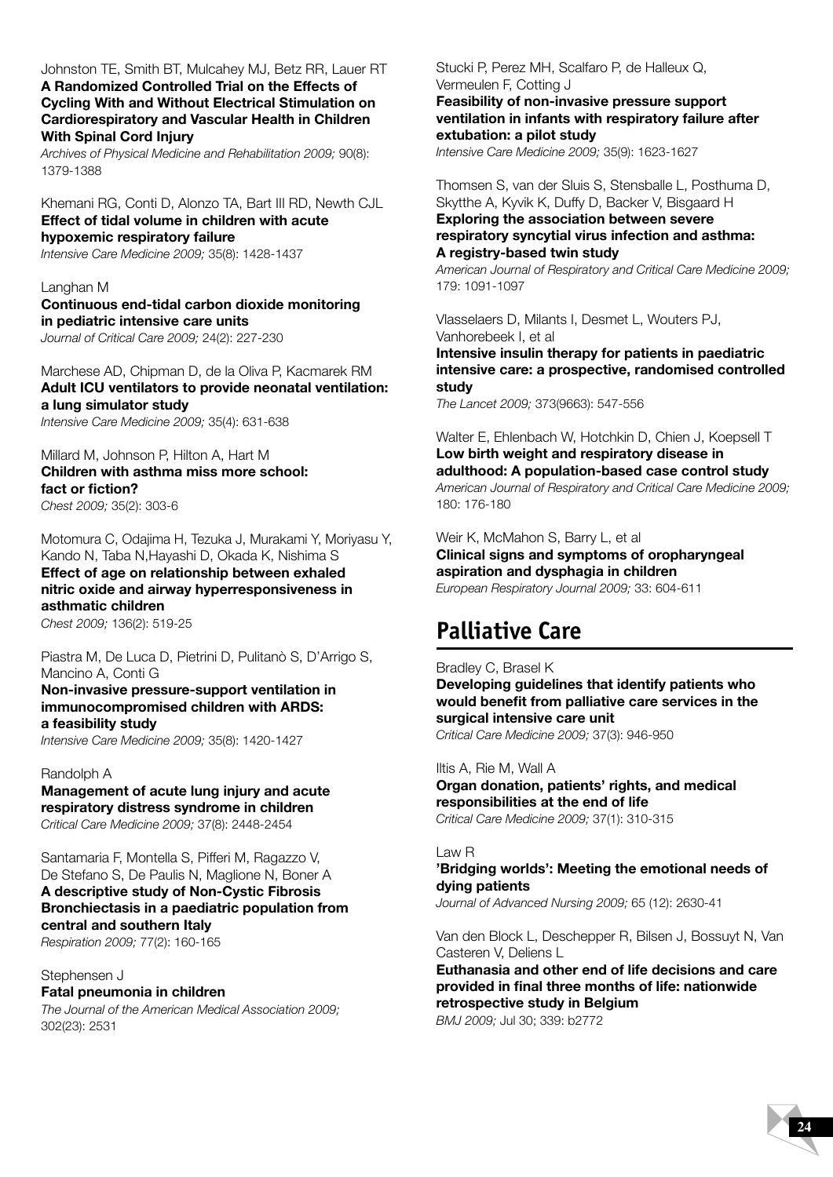Johnston TE, Smith BT, Mulcahey MJ, Betz RR, Lauer RT
**A Randomized Controlled Trial on the Effects of Cycling With and Without Electrical Stimulation on Cardiorespiratory and Vascular Health in Children With Spinal Cord Injury**
*Archives of Physical Medicine and Rehabilitation 2009;* 90(8): 1379-1388

Khemani RG, Conti D, Alonzo TA, Bart III RD, Newth CJL
**Effect of tidal volume in children with acute hypoxemic respiratory failure**
*Intensive Care Medicine 2009;* 35(8): 1428-1437

Langhan M
**Continuous end-tidal carbon dioxide monitoring in pediatric intensive care units**
*Journal of Critical Care 2009;* 24(2): 227-230

Marchese AD, Chipman D, de la Oliva P, Kacmarek RM
**Adult ICU ventilators to provide neonatal ventilation: a lung simulator study**
*Intensive Care Medicine 2009;* 35(4): 631-638

Millard M, Johnson P, Hilton A, Hart M
**Children with asthma miss more school: fact or fiction?**
*Chest 2009;* 35(2): 303-6

Motomura C, Odajima H, Tezuka J, Murakami Y, Moriyasu Y, Kando N, Taba N,Hayashi D, Okada K, Nishima S
**Effect of age on relationship between exhaled nitric oxide and airway hyperresponsiveness in asthmatic children**
*Chest 2009;* 136(2): 519-25

Piastra M, De Luca D, Pietrini D, Pulitanò S, D'Arrigo S, Mancino A, Conti G
**Non-invasive pressure-support ventilation in immunocompromised children with ARDS: a feasibility study**
*Intensive Care Medicine 2009;* 35(8): 1420-1427

Randolph A
**Management of acute lung injury and acute respiratory distress syndrome in children**
*Critical Care Medicine 2009;* 37(8): 2448-2454

Santamaria F, Montella S, Pifferi M, Ragazzo V, De Stefano S, De Paulis N, Maglione N, Boner A
**A descriptive study of Non-Cystic Fibrosis Bronchiectasis in a paediatric population from central and southern Italy**
*Respiration 2009;* 77(2): 160-165

Stephensen J
**Fatal pneumonia in children**
*The Journal of the American Medical Association 2009;* 302(23): 2531

Stucki P, Perez MH, Scalfaro P, de Halleux Q, Vermeulen F, Cotting J
**Feasibility of non-invasive pressure support ventilation in infants with respiratory failure after extubation: a pilot study**
*Intensive Care Medicine 2009;* 35(9): 1623-1627

Thomsen S, van der Sluis S, Stensballe L, Posthuma D, Skytthe A, Kyvik K, Duffy D, Backer V, Bisgaard H
**Exploring the association between severe respiratory syncytial virus infection and asthma: A registry-based twin study**
*American Journal of Respiratory and Critical Care Medicine 2009;* 179: 1091-1097

Vlasselaers D, Milants I, Desmet L, Wouters PJ, Vanhorebeek I, et al
**Intensive insulin therapy for patients in paediatric intensive care: a prospective, randomised controlled study**
*The Lancet 2009;* 373(9663): 547-556

Walter E, Ehlenbach W, Hotchkin D, Chien J, Koepsell T
**Low birth weight and respiratory disease in adulthood: A population-based case control study**
*American Journal of Respiratory and Critical Care Medicine 2009;* 180: 176-180

Weir K, McMahon S, Barry L, et al
**Clinical signs and symptoms of oropharyngeal aspiration and dysphagia in children**
*European Respiratory Journal 2009;* 33: 604-611

## Palliative Care

Bradley C, Brasel K
**Developing guidelines that identify patients who would benefit from palliative care services in the surgical intensive care unit**
*Critical Care Medicine 2009;* 37(3): 946-950

Iltis A, Rie M, Wall A
**Organ donation, patients' rights, and medical responsibilities at the end of life**
*Critical Care Medicine 2009;* 37(1): 310-315

Law R
**'Bridging worlds': Meeting the emotional needs of dying patients**
*Journal of Advanced Nursing 2009;* 65 (12): 2630-41

Van den Block L, Deschepper R, Bilsen J, Bossuyt N, Van Casteren V, Deliens L
**Euthanasia and other end of life decisions and care provided in final three months of life: nationwide retrospective study in Belgium**
*BMJ 2009;* Jul 30; 339: b2772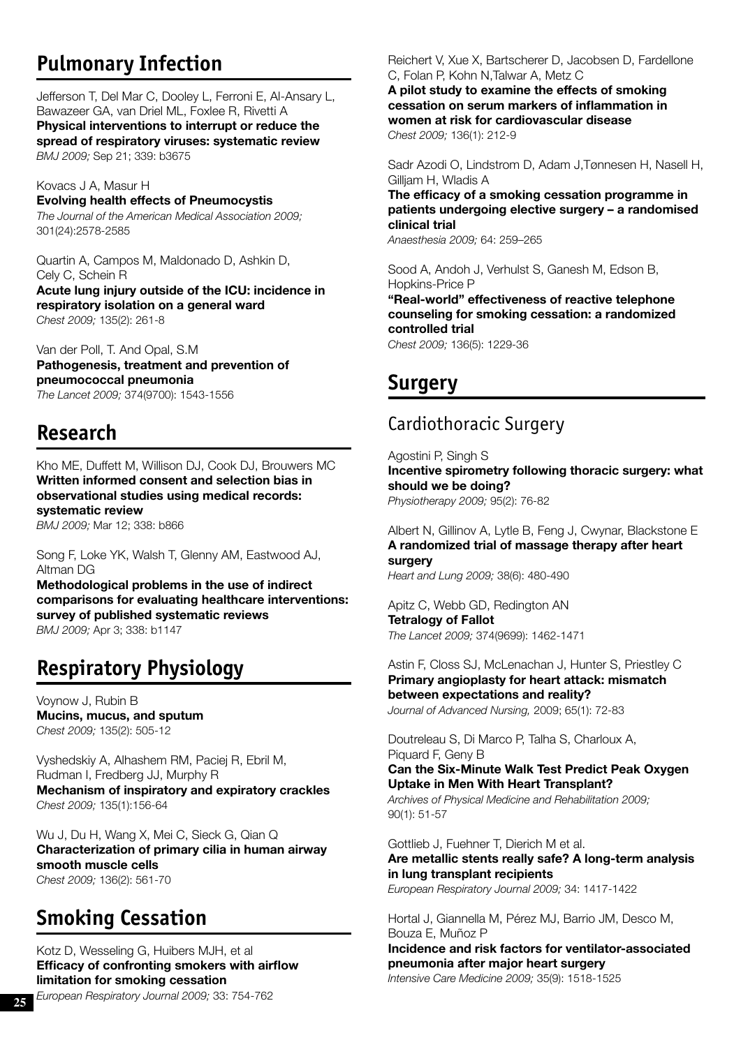## Pulmonary Infection

Jefferson T, Del Mar C, Dooley L, Ferroni E, Al-Ansary L, Bawazeer GA, van Driel ML, Foxlee R, Rivetti A
**Physical interventions to interrupt or reduce the spread of respiratory viruses: systematic review**
*BMJ 2009;* Sep 21; 339: b3675

Kovacs J A, Masur H
**Evolving health effects of Pneumocystis**
*The Journal of the American Medical Association 2009;* 301(24):2578-2585

Quartin A, Campos M, Maldonado D, Ashkin D, Cely C, Schein R
**Acute lung injury outside of the ICU: incidence in respiratory isolation on a general ward**
*Chest 2009;* 135(2): 261-8

Van der Poll, T. And Opal, S.M
**Pathogenesis, treatment and prevention of pneumococcal pneumonia**
*The Lancet 2009;* 374(9700): 1543-1556

## Research

Kho ME, Duffett M, Willison DJ, Cook DJ, Brouwers MC
**Written informed consent and selection bias in observational studies using medical records: systematic review**
*BMJ 2009;* Mar 12; 338: b866

Song F, Loke YK, Walsh T, Glenny AM, Eastwood AJ, Altman DG
**Methodological problems in the use of indirect comparisons for evaluating healthcare interventions: survey of published systematic reviews**
*BMJ 2009;* Apr 3; 338: b1147

## Respiratory Physiology

Voynow J, Rubin B
**Mucins, mucus, and sputum**
*Chest 2009;* 135(2): 505-12

Vyshedskiy A, Alhashem RM, Paciej R, Ebril M, Rudman I, Fredberg JJ, Murphy R
**Mechanism of inspiratory and expiratory crackles**
*Chest 2009;* 135(1):156-64

Wu J, Du H, Wang X, Mei C, Sieck G, Qian Q
**Characterization of primary cilia in human airway smooth muscle cells**
*Chest 2009;* 136(2): 561-70

## Smoking Cessation

Kotz D, Wesseling G, Huibers MJH, et al
**Efficacy of confronting smokers with airflow limitation for smoking cessation**
*European Respiratory Journal 2009;* 33: 754-762

Reichert V, Xue X, Bartscherer D, Jacobsen D, Fardellone C, Folan P, Kohn N,Talwar A, Metz C
**A pilot study to examine the effects of smoking cessation on serum markers of inflammation in women at risk for cardiovascular disease**
*Chest 2009;* 136(1): 212-9

Sadr Azodi O, Lindstrom D, Adam J,Tønnesen H, Nasell H, Gilljam H, Wladis A
**The efficacy of a smoking cessation programme in patients undergoing elective surgery – a randomised clinical trial**
*Anaesthesia 2009;* 64: 259–265

Sood A, Andoh J, Verhulst S, Ganesh M, Edson B, Hopkins-Price P
**"Real-world" effectiveness of reactive telephone counseling for smoking cessation: a randomized controlled trial**
*Chest 2009;* 136(5): 1229-36

## Surgery

### Cardiothoracic Surgery

Agostini P, Singh S
**Incentive spirometry following thoracic surgery: what should we be doing?**
*Physiotherapy 2009;* 95(2): 76-82

Albert N, Gillinov A, Lytle B, Feng J, Cwynar, Blackstone E
**A randomized trial of massage therapy after heart surgery**
*Heart and Lung 2009;* 38(6): 480-490

Apitz C, Webb GD, Redington AN
**Tetralogy of Fallot**
*The Lancet 2009;* 374(9699): 1462-1471

Astin F, Closs SJ, McLenachan J, Hunter S, Priestley C
**Primary angioplasty for heart attack: mismatch between expectations and reality?**
*Journal of Advanced Nursing,* 2009; 65(1): 72-83

Doutreleau S, Di Marco P, Talha S, Charloux A, Piquard F, Geny B
**Can the Six-Minute Walk Test Predict Peak Oxygen Uptake in Men With Heart Transplant?**
*Archives of Physical Medicine and Rehabilitation 2009;* 90(1): 51-57

Gottlieb J, Fuehner T, Dierich M et al.
**Are metallic stents really safe? A long-term analysis in lung transplant recipients**
*European Respiratory Journal 2009;* 34: 1417-1422

Hortal J, Giannella M, Pérez MJ, Barrio JM, Desco M, Bouza E, Muñoz P
**Incidence and risk factors for ventilator-associated pneumonia after major heart surgery**
*Intensive Care Medicine 2009;* 35(9): 1518-1525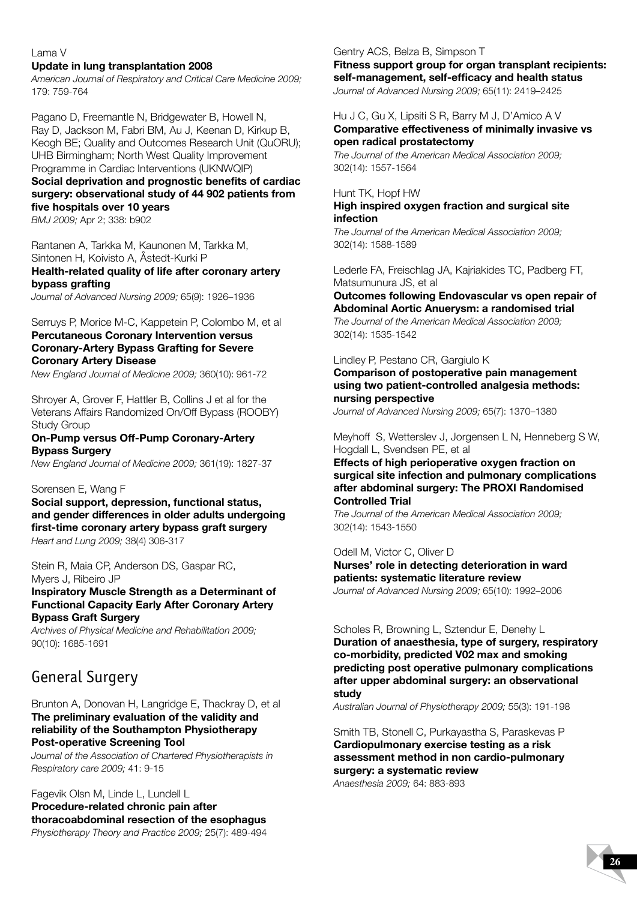Lama V
**Update in lung transplantation 2008**
*American Journal of Respiratory and Critical Care Medicine 2009;* 179: 759-764

Pagano D, Freemantle N, Bridgewater B, Howell N, Ray D, Jackson M, Fabri BM, Au J, Keenan D, Kirkup B, Keogh BE; Quality and Outcomes Research Unit (QuORU); UHB Birmingham; North West Quality Improvement Programme in Cardiac Interventions (UKNWQIP)
**Social deprivation and prognostic benefits of cardiac surgery: observational study of 44 902 patients from five hospitals over 10 years**
*BMJ 2009;* Apr 2; 338: b902

Rantanen A, Tarkka M, Kaunonen M, Tarkka M, Sintonen H, Koivisto A, Åstedt-Kurki P
**Health-related quality of life after coronary artery bypass grafting**
*Journal of Advanced Nursing 2009;* 65(9): 1926–1936

Serruys P, Morice M-C, Kappetein P, Colombo M, et al
**Percutaneous Coronary Intervention versus Coronary-Artery Bypass Grafting for Severe Coronary Artery Disease**
*New England Journal of Medicine 2009;* 360(10): 961-72

Shroyer A, Grover F, Hattler B, Collins J et al for the Veterans Affairs Randomized On/Off Bypass (ROOBY) Study Group
**On-Pump versus Off-Pump Coronary-Artery Bypass Surgery**
*New England Journal of Medicine 2009;* 361(19): 1827-37

Sorensen E, Wang F
**Social support, depression, functional status, and gender differences in older adults undergoing first-time coronary artery bypass graft surgery**
*Heart and Lung 2009;* 38(4) 306-317

Stein R, Maia CP, Anderson DS, Gaspar RC, Myers J, Ribeiro JP
**Inspiratory Muscle Strength as a Determinant of Functional Capacity Early After Coronary Artery Bypass Graft Surgery**
*Archives of Physical Medicine and Rehabilitation 2009;* 90(10): 1685-1691

## General Surgery

Brunton A, Donovan H, Langridge E, Thackray D, et al
**The preliminary evaluation of the validity and reliability of the Southampton Physiotherapy Post-operative Screening Tool**
*Journal of the Association of Chartered Physiotherapists in Respiratory care 2009;* 41: 9-15

Fagevik Olsn M, Linde L, Lundell L
**Procedure-related chronic pain after thoracoabdominal resection of the esophagus**
*Physiotherapy Theory and Practice 2009;* 25(7): 489-494

Gentry ACS, Belza B, Simpson T
**Fitness support group for organ transplant recipients: self-management, self-efficacy and health status**
*Journal of Advanced Nursing 2009;* 65(11): 2419–2425

Hu J C, Gu X, Lipsiti S R, Barry M J, D'Amico A V
**Comparative effectiveness of minimally invasive vs open radical prostatectomy**
*The Journal of the American Medical Association 2009;* 302(14): 1557-1564

Hunt TK, Hopf HW
**High inspired oxygen fraction and surgical site infection**
*The Journal of the American Medical Association 2009;* 302(14): 1588-1589

Lederle FA, Freischlag JA, Kajriakides TC, Padberg FT, Matsumunura JS, et al
**Outcomes following Endovascular vs open repair of Abdominal Aortic Anuerysm: a randomised trial**
*The Journal of the American Medical Association 2009;* 302(14): 1535-1542

Lindley P, Pestano CR, Gargiulo K
**Comparison of postoperative pain management using two patient-controlled analgesia methods: nursing perspective**
*Journal of Advanced Nursing 2009;* 65(7): 1370–1380

Meyhoff S, Wetterslev J, Jorgensen L N, Henneberg S W, Hogdall L, Svendsen PE, et al
**Effects of high perioperative oxygen fraction on surgical site infection and pulmonary complications after abdominal surgery: The PROXI Randomised Controlled Trial**
*The Journal of the American Medical Association 2009;* 302(14): 1543-1550

Odell M, Victor C, Oliver D
**Nurses' role in detecting deterioration in ward patients: systematic literature review**
*Journal of Advanced Nursing 2009;* 65(10): 1992–2006

Scholes R, Browning L, Sztendur E, Denehy L
**Duration of anaesthesia, type of surgery, respiratory co-morbidity, predicted V02 max and smoking predicting post operative pulmonary complications after upper abdominal surgery: an observational study**
*Australian Journal of Physiotherapy 2009;* 55(3): 191-198

Smith TB, Stonell C, Purkayastha S, Paraskevas P
**Cardiopulmonary exercise testing as a risk assessment method in non cardio-pulmonary surgery: a systematic review**
*Anaesthesia 2009;* 64: 883-893